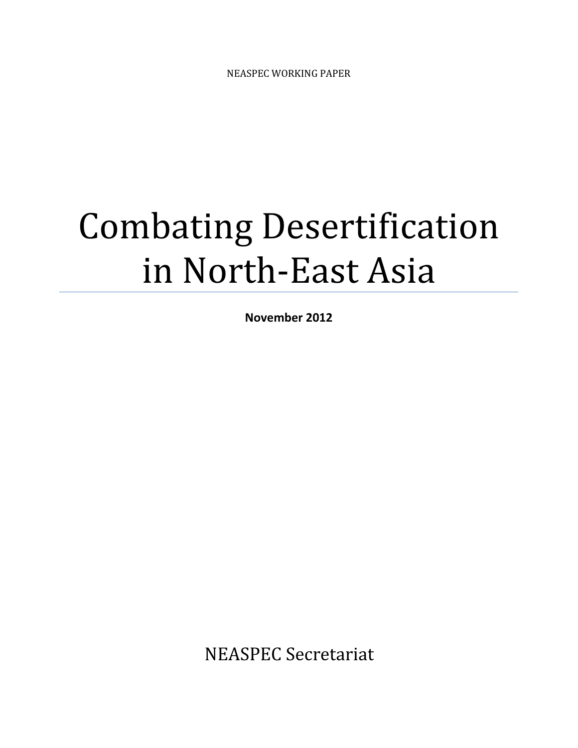NEASPEC WORKING PAPER

# Combating Desertification in North-East Asia

**November 2012**

NEASPEC Secretariat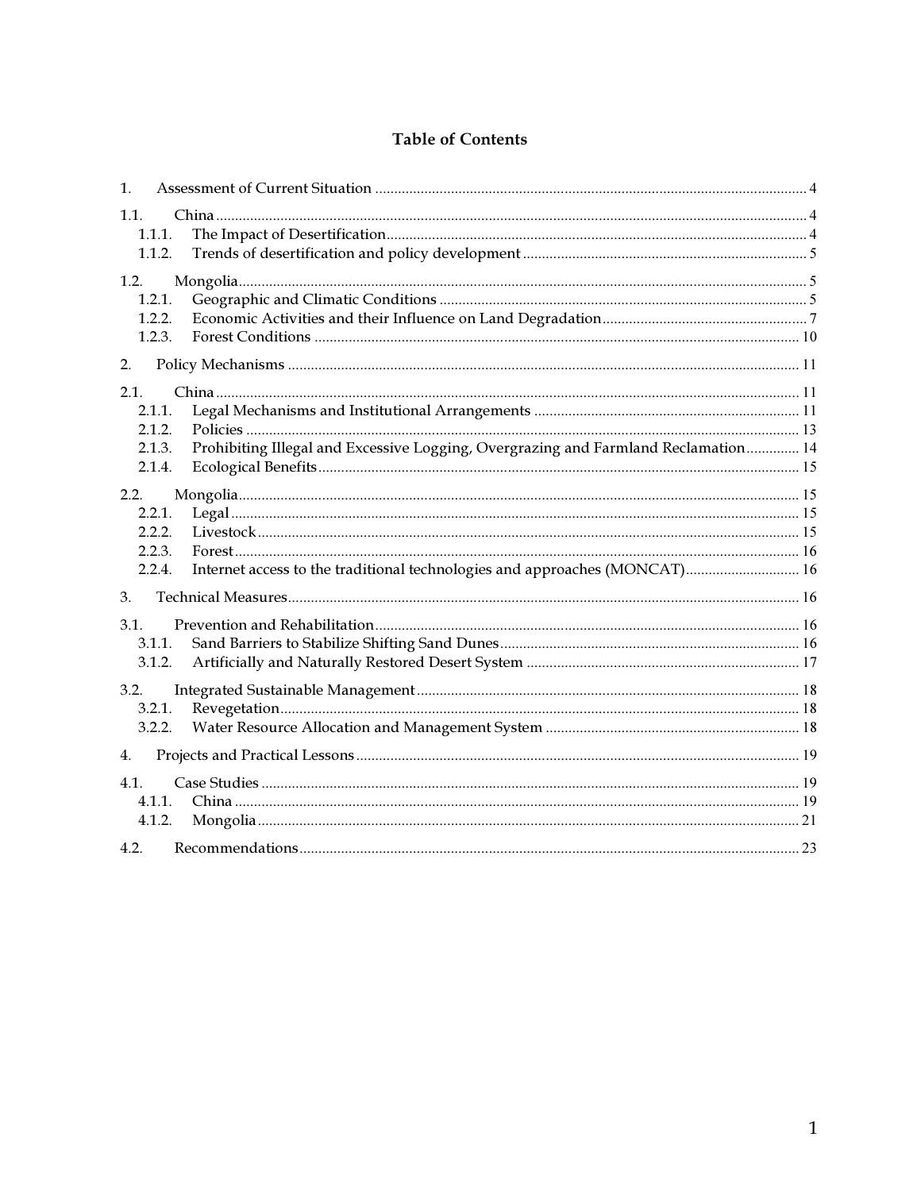# Table of Contents

1. Assessment of Current Situation ..... 4

1.1. China ..... 4
- 1.1.1. The Impact of Desertification ..... 4
- 1.1.2. Trends of desertification and policy development ..... 5

1.2. Mongolia ..... 5
- 1.2.1. Geographic and Climatic Conditions ..... 5
- 1.2.2. Economic Activities and their Influence on Land Degradation ..... 7
- 1.2.3. Forest Conditions ..... 10

2. Policy Mechanisms ..... 11

2.1. China ..... 11
- 2.1.1. Legal Mechanisms and Institutional Arrangements ..... 11
- 2.1.2. Policies ..... 13
- 2.1.3. Prohibiting Illegal and Excessive Logging, Overgrazing and Farmland Reclamation ..... 14
- 2.1.4. Ecological Benefits ..... 15

2.2. Mongolia ..... 15
- 2.2.1. Legal ..... 15
- 2.2.2. Livestock ..... 15
- 2.2.3. Forest ..... 16
- 2.2.4. Internet access to the traditional technologies and approaches (MONCAT) ..... 16

3. Technical Measures ..... 16

3.1. Prevention and Rehabilitation ..... 16
- 3.1.1. Sand Barriers to Stabilize Shifting Sand Dunes ..... 16
- 3.1.2. Artificially and Naturally Restored Desert System ..... 17

3.2. Integrated Sustainable Management ..... 18
- 3.2.1. Revegetation ..... 18
- 3.2.2. Water Resource Allocation and Management System ..... 18

4. Projects and Practical Lessons ..... 19

4.1. Case Studies ..... 19
- 4.1.1. China ..... 19
- 4.1.2. Mongolia ..... 21

4.2. Recommendations ..... 23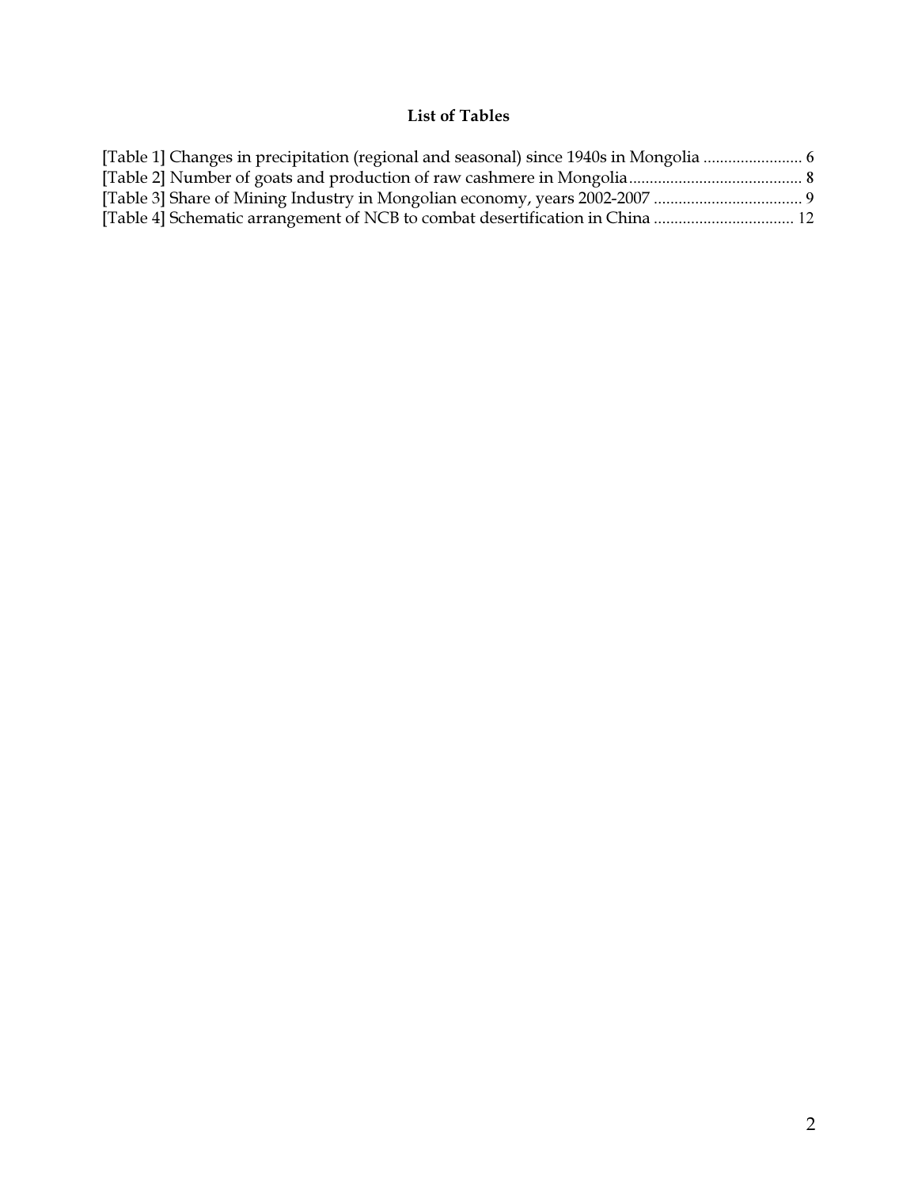**List of Tables**

[Table 1] Changes in precipitation (regional and seasonal) since 1940s in Mongolia ........................ 6
[Table 2] Number of goats and production of raw cashmere in Mongolia........................................ 8
[Table 3] Share of Mining Industry in Mongolian economy, years 2002-2007 .................................... 9
[Table 4] Schematic arrangement of NCB to combat desertification in China .................................. 12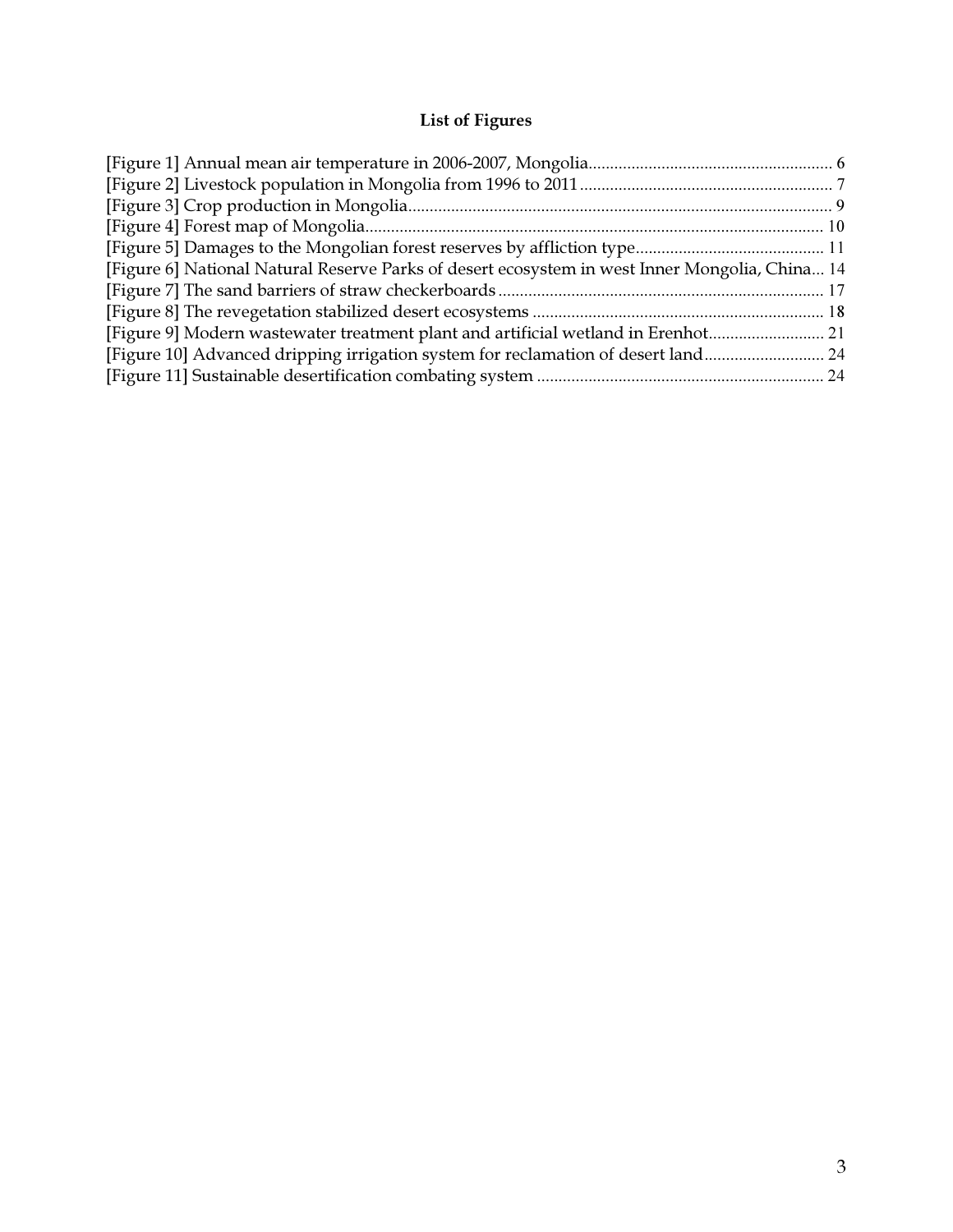# List of Figures

[Figure 1] Annual mean air temperature in 2006-2007, Mongolia........................................................ 6
[Figure 2] Livestock population in Mongolia from 1996 to 2011.......................................................... 7
[Figure 3] Crop production in Mongolia.................................................................................................. 9
[Figure 4] Forest map of Mongolia.......................................................................................................... 10
[Figure 5] Damages to the Mongolian forest reserves by affliction type........................................... 11
[Figure 6] National Natural Reserve Parks of desert ecosystem in west Inner Mongolia, China... 14
[Figure 7] The sand barriers of straw checkerboards........................................................................... 17
[Figure 8] The revegetation stabilized desert ecosystems ................................................................... 18
[Figure 9] Modern wastewater treatment plant and artificial wetland in Erenhot.......................... 21
[Figure 10] Advanced dripping irrigation system for reclamation of desert land........................... 24
[Figure 11] Sustainable desertification combating system .................................................................. 24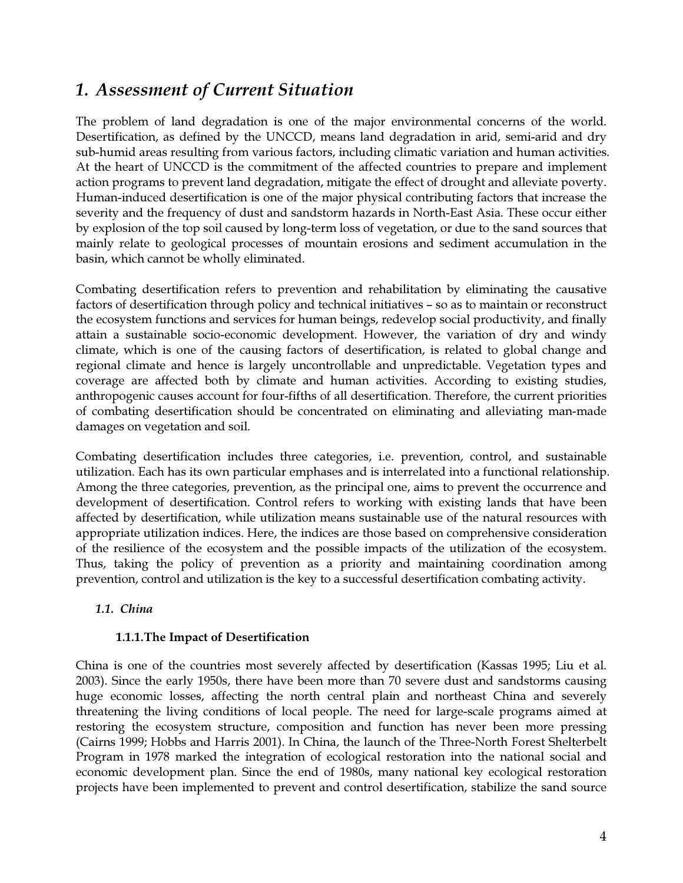# 1. Assessment of Current Situation

The problem of land degradation is one of the major environmental concerns of the world. Desertification, as defined by the UNCCD, means land degradation in arid, semi-arid and dry sub-humid areas resulting from various factors, including climatic variation and human activities. At the heart of UNCCD is the commitment of the affected countries to prepare and implement action programs to prevent land degradation, mitigate the effect of drought and alleviate poverty. Human-induced desertification is one of the major physical contributing factors that increase the severity and the frequency of dust and sandstorm hazards in North-East Asia. These occur either by explosion of the top soil caused by long-term loss of vegetation, or due to the sand sources that mainly relate to geological processes of mountain erosions and sediment accumulation in the basin, which cannot be wholly eliminated.

Combating desertification refers to prevention and rehabilitation by eliminating the causative factors of desertification through policy and technical initiatives – so as to maintain or reconstruct the ecosystem functions and services for human beings, redevelop social productivity, and finally attain a sustainable socio-economic development. However, the variation of dry and windy climate, which is one of the causing factors of desertification, is related to global change and regional climate and hence is largely uncontrollable and unpredictable. Vegetation types and coverage are affected both by climate and human activities. According to existing studies, anthropogenic causes account for four-fifths of all desertification. Therefore, the current priorities of combating desertification should be concentrated on eliminating and alleviating man-made damages on vegetation and soil.

Combating desertification includes three categories, i.e. prevention, control, and sustainable utilization. Each has its own particular emphases and is interrelated into a functional relationship. Among the three categories, prevention, as the principal one, aims to prevent the occurrence and development of desertification. Control refers to working with existing lands that have been affected by desertification, while utilization means sustainable use of the natural resources with appropriate utilization indices. Here, the indices are those based on comprehensive consideration of the resilience of the ecosystem and the possible impacts of the utilization of the ecosystem. Thus, taking the policy of prevention as a priority and maintaining coordination among prevention, control and utilization is the key to a successful desertification combating activity.

## *1.1. China*

### 1.1.1. The Impact of Desertification

China is one of the countries most severely affected by desertification (Kassas 1995; Liu et al. 2003). Since the early 1950s, there have been more than 70 severe dust and sandstorms causing huge economic losses, affecting the north central plain and northeast China and severely threatening the living conditions of local people. The need for large-scale programs aimed at restoring the ecosystem structure, composition and function has never been more pressing (Cairns 1999; Hobbs and Harris 2001). In China, the launch of the Three-North Forest Shelterbelt Program in 1978 marked the integration of ecological restoration into the national social and economic development plan. Since the end of 1980s, many national key ecological restoration projects have been implemented to prevent and control desertification, stabilize the sand source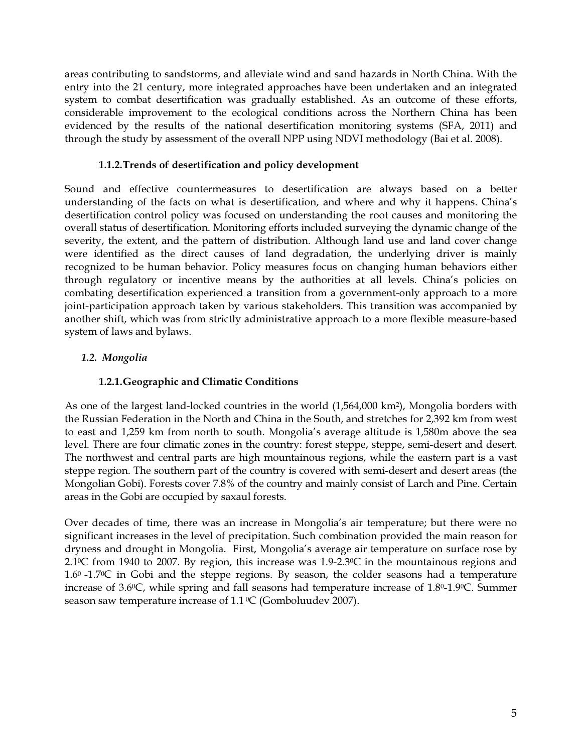areas contributing to sandstorms, and alleviate wind and sand hazards in North China. With the entry into the 21 century, more integrated approaches have been undertaken and an integrated system to combat desertification was gradually established. As an outcome of these efforts, considerable improvement to the ecological conditions across the Northern China has been evidenced by the results of the national desertification monitoring systems (SFA, 2011) and through the study by assessment of the overall NPP using NDVI methodology (Bai et al. 2008).

#### 1.1.2. Trends of desertification and policy development

Sound and effective countermeasures to desertification are always based on a better understanding of the facts on what is desertification, and where and why it happens. China's desertification control policy was focused on understanding the root causes and monitoring the overall status of desertification. Monitoring efforts included surveying the dynamic change of the severity, the extent, and the pattern of distribution. Although land use and land cover change were identified as the direct causes of land degradation, the underlying driver is mainly recognized to be human behavior. Policy measures focus on changing human behaviors either through regulatory or incentive means by the authorities at all levels. China's policies on combating desertification experienced a transition from a government-only approach to a more joint-participation approach taken by various stakeholders. This transition was accompanied by another shift, which was from strictly administrative approach to a more flexible measure-based system of laws and bylaws.

### *1.2. Mongolia*

#### 1.2.1. Geographic and Climatic Conditions

As one of the largest land-locked countries in the world (1,564,000 km$^2$), Mongolia borders with the Russian Federation in the North and China in the South, and stretches for 2,392 km from west to east and 1,259 km from north to south. Mongolia's average altitude is 1,580m above the sea level. There are four climatic zones in the country: forest steppe, steppe, semi-desert and desert. The northwest and central parts are high mountainous regions, while the eastern part is a vast steppe region. The southern part of the country is covered with semi-desert and desert areas (the Mongolian Gobi). Forests cover 7.8% of the country and mainly consist of Larch and Pine. Certain areas in the Gobi are occupied by saxaul forests.

Over decades of time, there was an increase in Mongolia's air temperature; but there were no significant increases in the level of precipitation. Such combination provided the main reason for dryness and drought in Mongolia. First, Mongolia's average air temperature on surface rose by 2.1$^0$C from 1940 to 2007. By region, this increase was 1.9-2.3$^0$C in the mountainous regions and 1.6$^0$ -1.7$^0$C in Gobi and the steppe regions. By season, the colder seasons had a temperature increase of 3.6$^0$C, while spring and fall seasons had temperature increase of 1.8$^0$-1.9$^0$C. Summer season saw temperature increase of 1.1 $^0$C (Gomboluudev 2007).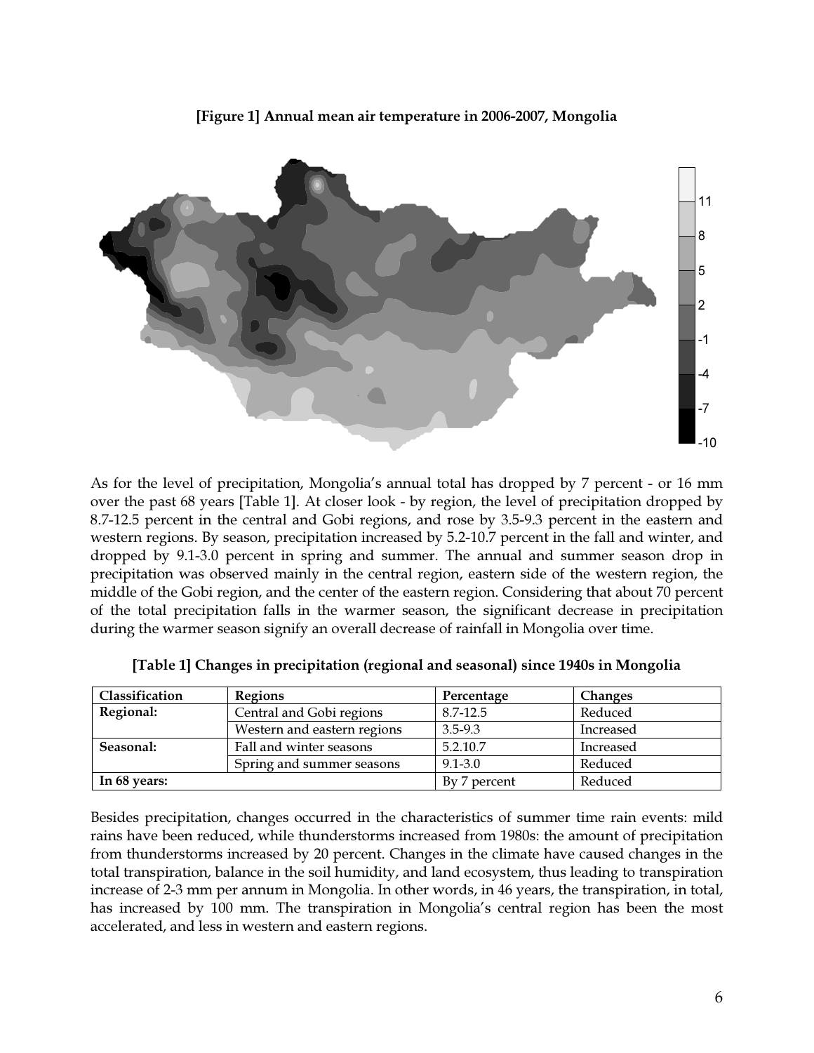**[Figure 1] Annual mean air temperature in 2006-2007, Mongolia**

As for the level of precipitation, Mongolia's annual total has dropped by 7 percent - or 16 mm over the past 68 years [Table 1]. At closer look - by region, the level of precipitation dropped by 8.7-12.5 percent in the central and Gobi regions, and rose by 3.5-9.3 percent in the eastern and western regions. By season, precipitation increased by 5.2-10.7 percent in the fall and winter, and dropped by 9.1-3.0 percent in spring and summer. The annual and summer season drop in precipitation was observed mainly in the central region, eastern side of the western region, the middle of the Gobi region, and the center of the eastern region. Considering that about 70 percent of the total precipitation falls in the warmer season, the significant decrease in precipitation during the warmer season signify an overall decrease of rainfall in Mongolia over time.

**[Table 1] Changes in precipitation (regional and seasonal) since 1940s in Mongolia**

| Classification | Regions | Percentage | Changes |
|---|---|---|---|
| **Regional:** | Central and Gobi regions | 8.7-12.5 | Reduced |
| | Western and eastern regions | 3.5-9.3 | Increased |
| **Seasonal:** | Fall and winter seasons | 5.2.10.7 | Increased |
| | Spring and summer seasons | 9.1-3.0 | Reduced |
| **In 68 years:** | | By 7 percent | Reduced |

Besides precipitation, changes occurred in the characteristics of summer time rain events: mild rains have been reduced, while thunderstorms increased from 1980s: the amount of precipitation from thunderstorms increased by 20 percent. Changes in the climate have caused changes in the total transpiration, balance in the soil humidity, and land ecosystem, thus leading to transpiration increase of 2-3 mm per annum in Mongolia. In other words, in 46 years, the transpiration, in total, has increased by 100 mm. The transpiration in Mongolia's central region has been the most accelerated, and less in western and eastern regions.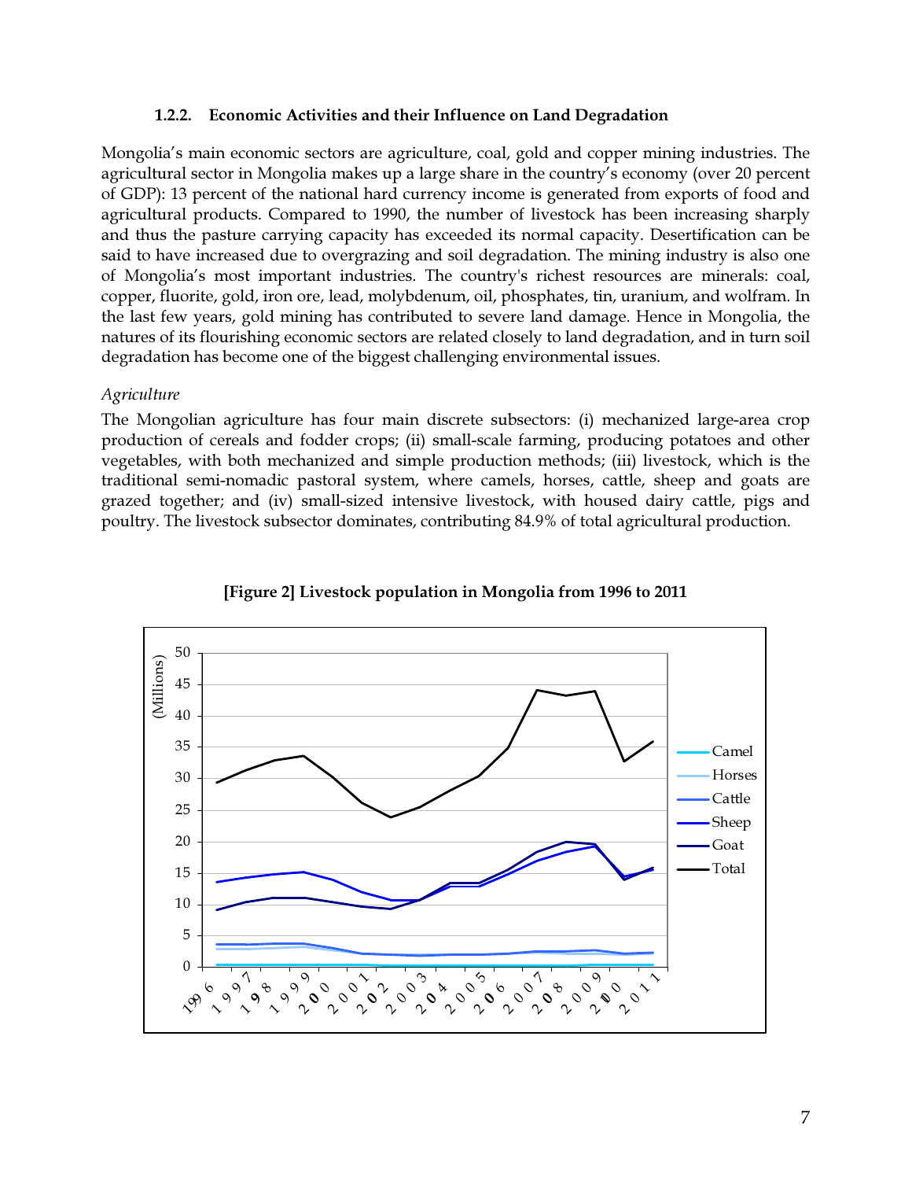#### 1.2.2. Economic Activities and their Influence on Land Degradation

Mongolia's main economic sectors are agriculture, coal, gold and copper mining industries. The agricultural sector in Mongolia makes up a large share in the country's economy (over 20 percent of GDP): 13 percent of the national hard currency income is generated from exports of food and agricultural products. Compared to 1990, the number of livestock has been increasing sharply and thus the pasture carrying capacity has exceeded its normal capacity. Desertification can be said to have increased due to overgrazing and soil degradation. The mining industry is also one of Mongolia's most important industries. The country's richest resources are minerals: coal, copper, fluorite, gold, iron ore, lead, molybdenum, oil, phosphates, tin, uranium, and wolfram. In the last few years, gold mining has contributed to severe land damage. Hence in Mongolia, the natures of its flourishing economic sectors are related closely to land degradation, and in turn soil degradation has become one of the biggest challenging environmental issues.

*Agriculture*

The Mongolian agriculture has four main discrete subsectors: (i) mechanized large-area crop production of cereals and fodder crops; (ii) small-scale farming, producing potatoes and other vegetables, with both mechanized and simple production methods; (iii) livestock, which is the traditional semi-nomadic pastoral system, where camels, horses, cattle, sheep and goats are grazed together; and (iv) small-sized intensive livestock, with housed dairy cattle, pigs and poultry. The livestock subsector dominates, contributing 84.9% of total agricultural production.

**[Figure 2] Livestock population in Mongolia from 1996 to 2011**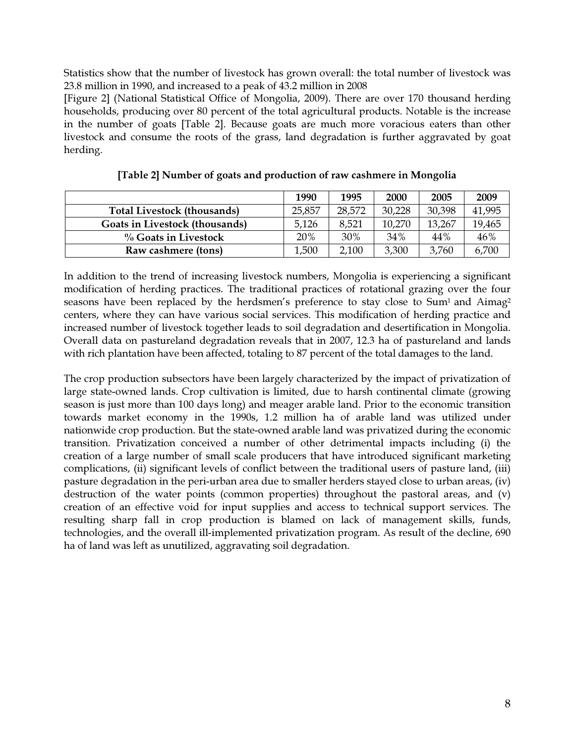Statistics show that the number of livestock has grown overall: the total number of livestock was 23.8 million in 1990, and increased to a peak of 43.2 million in 2008
[Figure 2] (National Statistical Office of Mongolia, 2009). There are over 170 thousand herding households, producing over 80 percent of the total agricultural products. Notable is the increase in the number of goats [Table 2]. Because goats are much more voracious eaters than other livestock and consume the roots of the grass, land degradation is further aggravated by goat herding.

**[Table 2] Number of goats and production of raw cashmere in Mongolia**

| | 1990 | 1995 | 2000 | 2005 | 2009 |
|---|---|---|---|---|---|
| **Total Livestock (thousands)** | 25,857 | 28,572 | 30,228 | 30,398 | 41,995 |
| **Goats in Livestock (thousands)** | 5,126 | 8,521 | 10,270 | 13,267 | 19,465 |
| **% Goats in Livestock** | 20% | 30% | 34% | 44% | 46% |
| **Raw cashmere (tons)** | 1,500 | 2,100 | 3,300 | 3,760 | 6,700 |

In addition to the trend of increasing livestock numbers, Mongolia is experiencing a significant modification of herding practices. The traditional practices of rotational grazing over the four seasons have been replaced by the herdsmen's preference to stay close to Sum[1] and Aimag[2] centers, where they can have various social services. This modification of herding practice and increased number of livestock together leads to soil degradation and desertification in Mongolia. Overall data on pastureland degradation reveals that in 2007, 12.3 ha of pastureland and lands with rich plantation have been affected, totaling to 87 percent of the total damages to the land.

The crop production subsectors have been largely characterized by the impact of privatization of large state-owned lands. Crop cultivation is limited, due to harsh continental climate (growing season is just more than 100 days long) and meager arable land. Prior to the economic transition towards market economy in the 1990s, 1.2 million ha of arable land was utilized under nationwide crop production. But the state-owned arable land was privatized during the economic transition. Privatization conceived a number of other detrimental impacts including (i) the creation of a large number of small scale producers that have introduced significant marketing complications, (ii) significant levels of conflict between the traditional users of pasture land, (iii) pasture degradation in the peri-urban area due to smaller herders stayed close to urban areas, (iv) destruction of the water points (common properties) throughout the pastoral areas, and (v) creation of an effective void for input supplies and access to technical support services. The resulting sharp fall in crop production is blamed on lack of management skills, funds, technologies, and the overall ill-implemented privatization program. As result of the decline, 690 ha of land was left as unutilized, aggravating soil degradation.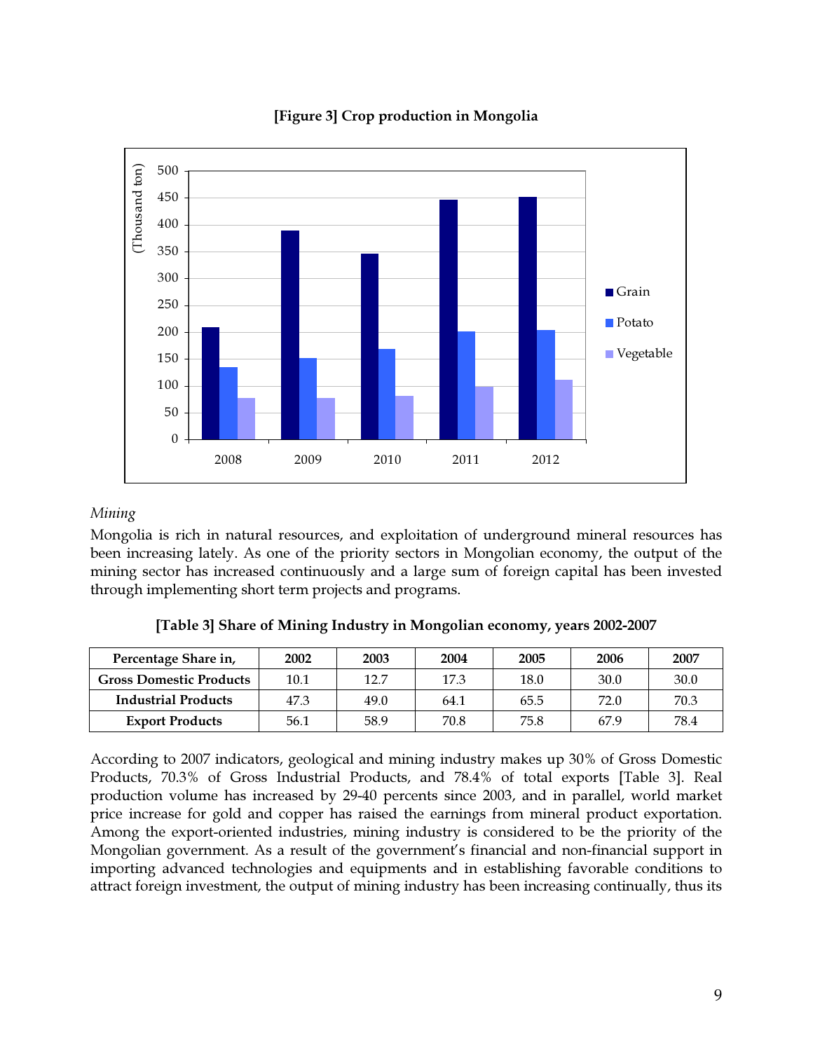**[Figure 3] Crop production in Mongolia**

*Mining*

Mongolia is rich in natural resources, and exploitation of underground mineral resources has been increasing lately. As one of the priority sectors in Mongolian economy, the output of the mining sector has increased continuously and a large sum of foreign capital has been invested through implementing short term projects and programs.

**[Table 3] Share of Mining Industry in Mongolian economy, years 2002-2007**

| Percentage Share in, | 2002 | 2003 | 2004 | 2005 | 2006 | 2007 |
|---|---|---|---|---|---|---|
| **Gross Domestic Products** | 10.1 | 12.7 | 17.3 | 18.0 | 30.0 | 30.0 |
| **Industrial Products** | 47.3 | 49.0 | 64.1 | 65.5 | 72.0 | 70.3 |
| **Export Products** | 56.1 | 58.9 | 70.8 | 75.8 | 67.9 | 78.4 |

According to 2007 indicators, geological and mining industry makes up 30% of Gross Domestic Products, 70.3% of Gross Industrial Products, and 78.4% of total exports [Table 3]. Real production volume has increased by 29-40 percents since 2003, and in parallel, world market price increase for gold and copper has raised the earnings from mineral product exportation. Among the export-oriented industries, mining industry is considered to be the priority of the Mongolian government. As a result of the government's financial and non-financial support in importing advanced technologies and equipments and in establishing favorable conditions to attract foreign investment, the output of mining industry has been increasing continually, thus its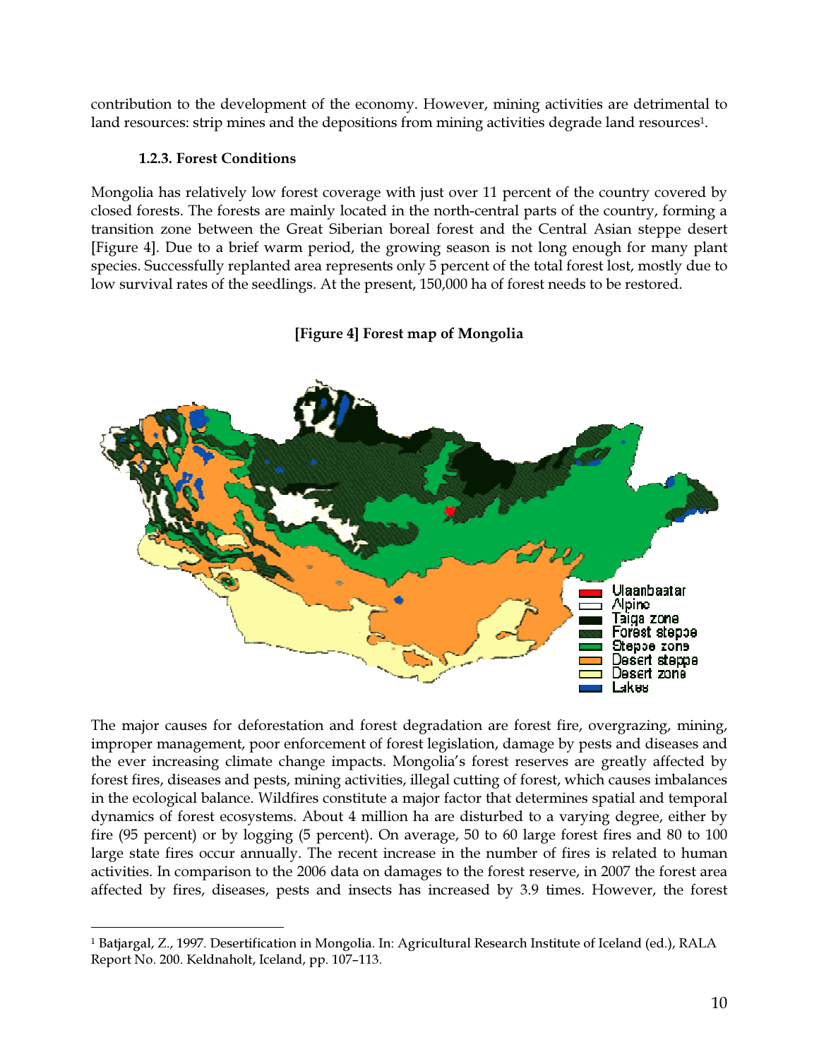contribution to the development of the economy. However, mining activities are detrimental to land resources: strip mines and the depositions from mining activities degrade land resources[1].

### 1.2.3. Forest Conditions

Mongolia has relatively low forest coverage with just over 11 percent of the country covered by closed forests. The forests are mainly located in the north-central parts of the country, forming a transition zone between the Great Siberian boreal forest and the Central Asian steppe desert [Figure 4]. Due to a brief warm period, the growing season is not long enough for many plant species. Successfully replanted area represents only 5 percent of the total forest lost, mostly due to low survival rates of the seedlings. At the present, 150,000 ha of forest needs to be restored.

**[Figure 4] Forest map of Mongolia**

The major causes for deforestation and forest degradation are forest fire, overgrazing, mining, improper management, poor enforcement of forest legislation, damage by pests and diseases and the ever increasing climate change impacts. Mongolia's forest reserves are greatly affected by forest fires, diseases and pests, mining activities, illegal cutting of forest, which causes imbalances in the ecological balance. Wildfires constitute a major factor that determines spatial and temporal dynamics of forest ecosystems. About 4 million ha are disturbed to a varying degree, either by fire (95 percent) or by logging (5 percent). On average, 50 to 60 large forest fires and 80 to 100 large state fires occur annually. The recent increase in the number of fires is related to human activities. In comparison to the 2006 data on damages to the forest reserve, in 2007 the forest area affected by fires, diseases, pests and insects has increased by 3.9 times. However, the forest

[1] Batjargal, Z., 1997. Desertification in Mongolia. In: Agricultural Research Institute of Iceland (ed.), RALA Report No. 200. Keldnaholt, Iceland, pp. 107–113.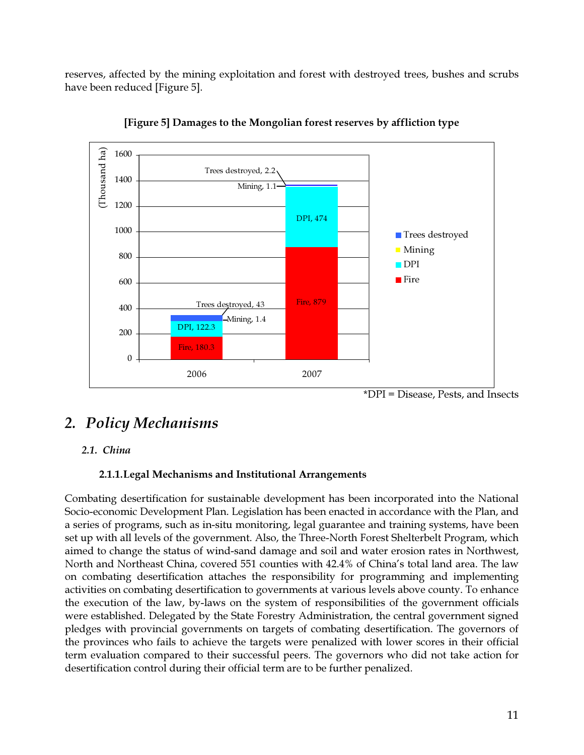reserves, affected by the mining exploitation and forest with destroyed trees, bushes and scrubs have been reduced [Figure 5].

**[Figure 5] Damages to the Mongolian forest reserves by affliction type**

| (Thousand ha) | Fire | DPI | Mining | Trees destroyed |
|---|---|---|---|---|
| 2006 | 180.3 | 122.3 | 1.4 | 43 |
| 2007 | 879 | 474 | 1.1 | 2.2 |

*DPI = Disease, Pests, and Insects

## 2. *Policy Mechanisms*

### *2.1. China*

#### 2.1.1. Legal Mechanisms and Institutional Arrangements

Combating desertification for sustainable development has been incorporated into the National Socio-economic Development Plan. Legislation has been enacted in accordance with the Plan, and a series of programs, such as in-situ monitoring, legal guarantee and training systems, have been set up with all levels of the government. Also, the Three-North Forest Shelterbelt Program, which aimed to change the status of wind-sand damage and soil and water erosion rates in Northwest, North and Northeast China, covered 551 counties with 42.4% of China's total land area. The law on combating desertification attaches the responsibility for programming and implementing activities on combating desertification to governments at various levels above county. To enhance the execution of the law, by-laws on the system of responsibilities of the government officials were established. Delegated by the State Forestry Administration, the central government signed pledges with provincial governments on targets of combating desertification. The governors of the provinces who fails to achieve the targets were penalized with lower scores in their official term evaluation compared to their successful peers. The governors who did not take action for desertification control during their official term are to be further penalized.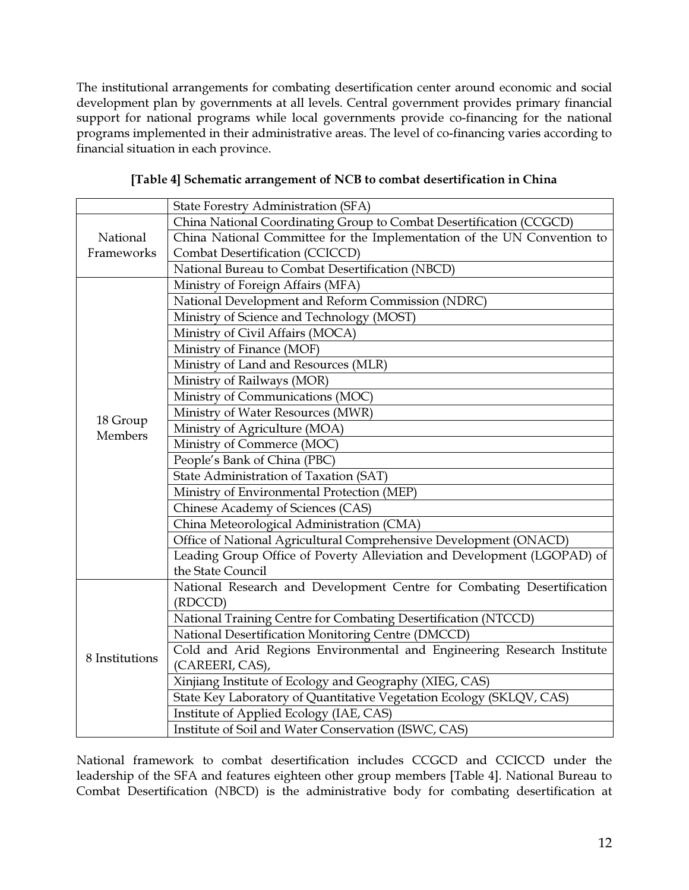The institutional arrangements for combating desertification center around economic and social development plan by governments at all levels. Central government provides primary financial support for national programs while local governments provide co-financing for the national programs implemented in their administrative areas. The level of co-financing varies according to financial situation in each province.

**[Table 4] Schematic arrangement of NCB to combat desertification in China**

| | |
|---|---|
| | State Forestry Administration (SFA) |
| National Frameworks | China National Coordinating Group to Combat Desertification (CCGCD) |
| | China National Committee for the Implementation of the UN Convention to Combat Desertification (CCICCD) |
| | National Bureau to Combat Desertification (NBCD) |
| 18 Group Members | Ministry of Foreign Affairs (MFA) |
| | National Development and Reform Commission (NDRC) |
| | Ministry of Science and Technology (MOST) |
| | Ministry of Civil Affairs (MOCA) |
| | Ministry of Finance (MOF) |
| | Ministry of Land and Resources (MLR) |
| | Ministry of Railways (MOR) |
| | Ministry of Communications (MOC) |
| | Ministry of Water Resources (MWR) |
| | Ministry of Agriculture (MOA) |
| | Ministry of Commerce (MOC) |
| | People's Bank of China (PBC) |
| | State Administration of Taxation (SAT) |
| | Ministry of Environmental Protection (MEP) |
| | Chinese Academy of Sciences (CAS) |
| | China Meteorological Administration (CMA) |
| | Office of National Agricultural Comprehensive Development (ONACD) |
| | Leading Group Office of Poverty Alleviation and Development (LGOPAD) of the State Council |
| 8 Institutions | National Research and Development Centre for Combating Desertification (RDCCD) |
| | National Training Centre for Combating Desertification (NTCCD) |
| | National Desertification Monitoring Centre (DMCCD) |
| | Cold and Arid Regions Environmental and Engineering Research Institute (CAREERI, CAS), |
| | Xinjiang Institute of Ecology and Geography (XIEG, CAS) |
| | State Key Laboratory of Quantitative Vegetation Ecology (SKLQV, CAS) |
| | Institute of Applied Ecology (IAE, CAS) |
| | Institute of Soil and Water Conservation (ISWC, CAS) |

National framework to combat desertification includes CCGCD and CCICCD under the leadership of the SFA and features eighteen other group members [Table 4]. National Bureau to Combat Desertification (NBCD) is the administrative body for combating desertification at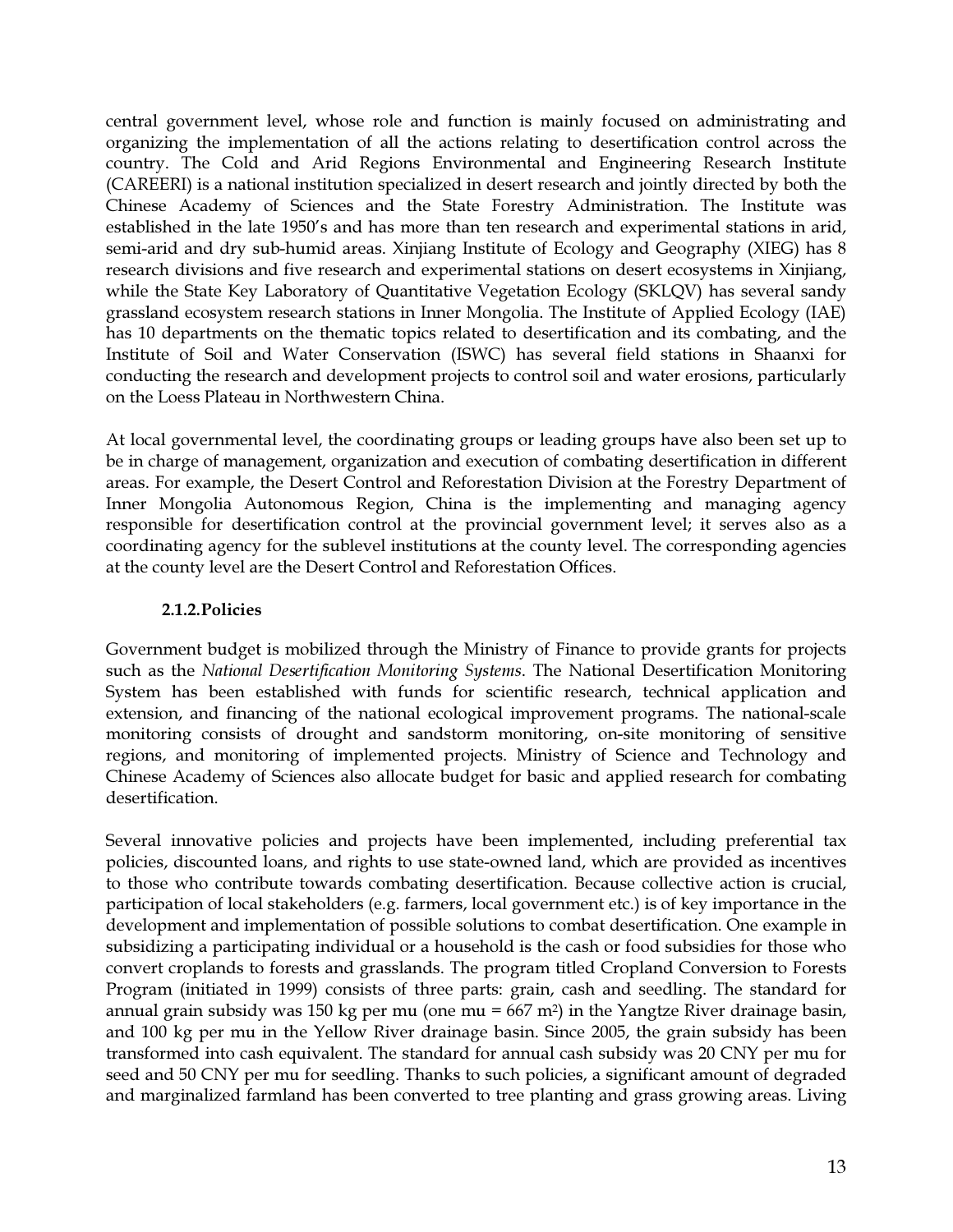central government level, whose role and function is mainly focused on administrating and organizing the implementation of all the actions relating to desertification control across the country. The Cold and Arid Regions Environmental and Engineering Research Institute (CAREERI) is a national institution specialized in desert research and jointly directed by both the Chinese Academy of Sciences and the State Forestry Administration. The Institute was established in the late 1950's and has more than ten research and experimental stations in arid, semi-arid and dry sub-humid areas. Xinjiang Institute of Ecology and Geography (XIEG) has 8 research divisions and five research and experimental stations on desert ecosystems in Xinjiang, while the State Key Laboratory of Quantitative Vegetation Ecology (SKLQV) has several sandy grassland ecosystem research stations in Inner Mongolia. The Institute of Applied Ecology (IAE) has 10 departments on the thematic topics related to desertification and its combating, and the Institute of Soil and Water Conservation (ISWC) has several field stations in Shaanxi for conducting the research and development projects to control soil and water erosions, particularly on the Loess Plateau in Northwestern China.

At local governmental level, the coordinating groups or leading groups have also been set up to be in charge of management, organization and execution of combating desertification in different areas. For example, the Desert Control and Reforestation Division at the Forestry Department of Inner Mongolia Autonomous Region, China is the implementing and managing agency responsible for desertification control at the provincial government level; it serves also as a coordinating agency for the sublevel institutions at the county level. The corresponding agencies at the county level are the Desert Control and Reforestation Offices.

### 2.1.2. Policies

Government budget is mobilized through the Ministry of Finance to provide grants for projects such as the *National Desertification Monitoring Systems*. The National Desertification Monitoring System has been established with funds for scientific research, technical application and extension, and financing of the national ecological improvement programs. The national-scale monitoring consists of drought and sandstorm monitoring, on-site monitoring of sensitive regions, and monitoring of implemented projects. Ministry of Science and Technology and Chinese Academy of Sciences also allocate budget for basic and applied research for combating desertification.

Several innovative policies and projects have been implemented, including preferential tax policies, discounted loans, and rights to use state-owned land, which are provided as incentives to those who contribute towards combating desertification. Because collective action is crucial, participation of local stakeholders (e.g. farmers, local government etc.) is of key importance in the development and implementation of possible solutions to combat desertification. One example in subsidizing a participating individual or a household is the cash or food subsidies for those who convert croplands to forests and grasslands. The program titled Cropland Conversion to Forests Program (initiated in 1999) consists of three parts: grain, cash and seedling. The standard for annual grain subsidy was 150 kg per mu (one mu = 667 $m^2$) in the Yangtze River drainage basin, and 100 kg per mu in the Yellow River drainage basin. Since 2005, the grain subsidy has been transformed into cash equivalent. The standard for annual cash subsidy was 20 CNY per mu for seed and 50 CNY per mu for seedling. Thanks to such policies, a significant amount of degraded and marginalized farmland has been converted to tree planting and grass growing areas. Living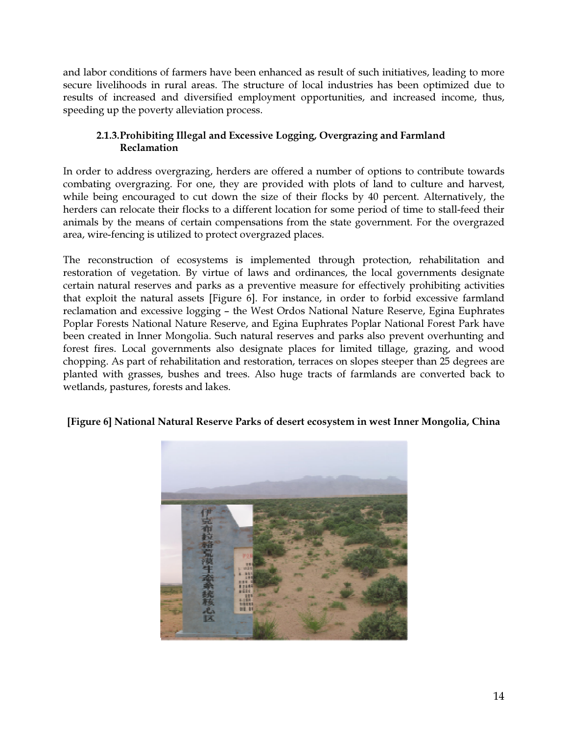and labor conditions of farmers have been enhanced as result of such initiatives, leading to more secure livelihoods in rural areas. The structure of local industries has been optimized due to results of increased and diversified employment opportunities, and increased income, thus, speeding up the poverty alleviation process.

### 2.1.3. Prohibiting Illegal and Excessive Logging, Overgrazing and Farmland Reclamation

In order to address overgrazing, herders are offered a number of options to contribute towards combating overgrazing. For one, they are provided with plots of land to culture and harvest, while being encouraged to cut down the size of their flocks by 40 percent. Alternatively, the herders can relocate their flocks to a different location for some period of time to stall-feed their animals by the means of certain compensations from the state government. For the overgrazed area, wire-fencing is utilized to protect overgrazed places.

The reconstruction of ecosystems is implemented through protection, rehabilitation and restoration of vegetation. By virtue of laws and ordinances, the local governments designate certain natural reserves and parks as a preventive measure for effectively prohibiting activities that exploit the natural assets [Figure 6]. For instance, in order to forbid excessive farmland reclamation and excessive logging – the West Ordos National Nature Reserve, Egina Euphrates Poplar Forests National Nature Reserve, and Egina Euphrates Poplar National Forest Park have been created in Inner Mongolia. Such natural reserves and parks also prevent overhunting and forest fires. Local governments also designate places for limited tillage, grazing, and wood chopping. As part of rehabilitation and restoration, terraces on slopes steeper than 25 degrees are planted with grasses, bushes and trees. Also huge tracts of farmlands are converted back to wetlands, pastures, forests and lakes.

**[Figure 6] National Natural Reserve Parks of desert ecosystem in west Inner Mongolia, China**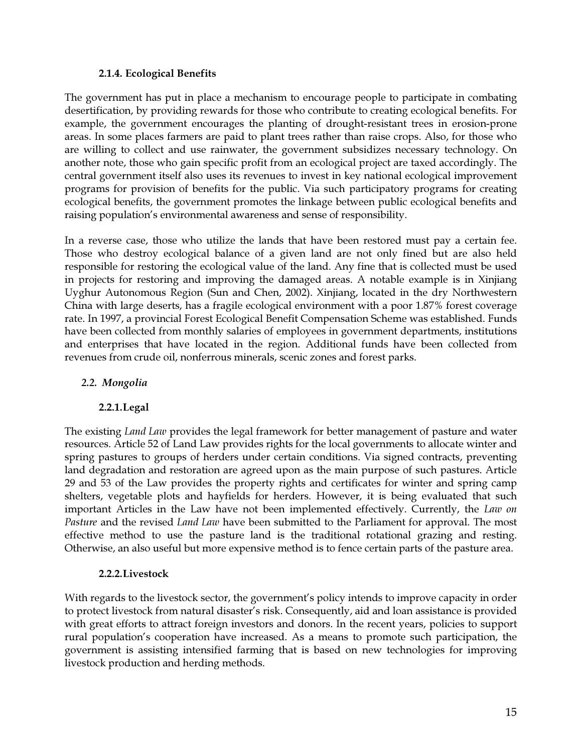#### 2.1.4. Ecological Benefits

The government has put in place a mechanism to encourage people to participate in combating desertification, by providing rewards for those who contribute to creating ecological benefits. For example, the government encourages the planting of drought-resistant trees in erosion-prone areas. In some places farmers are paid to plant trees rather than raise crops. Also, for those who are willing to collect and use rainwater, the government subsidizes necessary technology. On another note, those who gain specific profit from an ecological project are taxed accordingly. The central government itself also uses its revenues to invest in key national ecological improvement programs for provision of benefits for the public. Via such participatory programs for creating ecological benefits, the government promotes the linkage between public ecological benefits and raising population's environmental awareness and sense of responsibility.

In a reverse case, those who utilize the lands that have been restored must pay a certain fee. Those who destroy ecological balance of a given land are not only fined but are also held responsible for restoring the ecological value of the land. Any fine that is collected must be used in projects for restoring and improving the damaged areas. A notable example is in Xinjiang Uyghur Autonomous Region (Sun and Chen, 2002). Xinjiang, located in the dry Northwestern China with large deserts, has a fragile ecological environment with a poor 1.87% forest coverage rate. In 1997, a provincial Forest Ecological Benefit Compensation Scheme was established. Funds have been collected from monthly salaries of employees in government departments, institutions and enterprises that have located in the region. Additional funds have been collected from revenues from crude oil, nonferrous minerals, scenic zones and forest parks.

### *2.2. Mongolia*

#### 2.2.1. Legal

The existing *Land Law* provides the legal framework for better management of pasture and water resources. Article 52 of Land Law provides rights for the local governments to allocate winter and spring pastures to groups of herders under certain conditions. Via signed contracts, preventing land degradation and restoration are agreed upon as the main purpose of such pastures. Article 29 and 53 of the Law provides the property rights and certificates for winter and spring camp shelters, vegetable plots and hayfields for herders. However, it is being evaluated that such important Articles in the Law have not been implemented effectively. Currently, the *Law on Pasture* and the revised *Land Law* have been submitted to the Parliament for approval. The most effective method to use the pasture land is the traditional rotational grazing and resting. Otherwise, an also useful but more expensive method is to fence certain parts of the pasture area.

#### 2.2.2. Livestock

With regards to the livestock sector, the government's policy intends to improve capacity in order to protect livestock from natural disaster's risk. Consequently, aid and loan assistance is provided with great efforts to attract foreign investors and donors. In the recent years, policies to support rural population's cooperation have increased. As a means to promote such participation, the government is assisting intensified farming that is based on new technologies for improving livestock production and herding methods.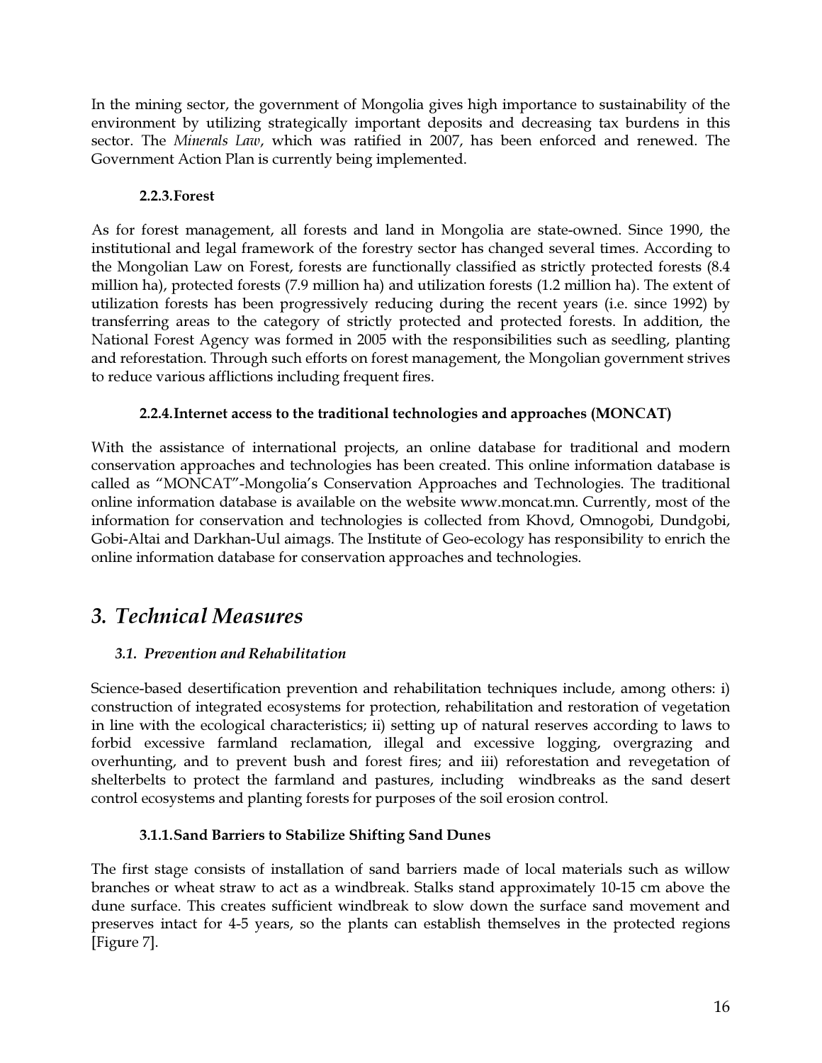In the mining sector, the government of Mongolia gives high importance to sustainability of the environment by utilizing strategically important deposits and decreasing tax burdens in this sector. The *Minerals Law*, which was ratified in 2007, has been enforced and renewed. The Government Action Plan is currently being implemented.

### 2.2.3. Forest

As for forest management, all forests and land in Mongolia are state-owned. Since 1990, the institutional and legal framework of the forestry sector has changed several times. According to the Mongolian Law on Forest, forests are functionally classified as strictly protected forests (8.4 million ha), protected forests (7.9 million ha) and utilization forests (1.2 million ha). The extent of utilization forests has been progressively reducing during the recent years (i.e. since 1992) by transferring areas to the category of strictly protected and protected forests. In addition, the National Forest Agency was formed in 2005 with the responsibilities such as seedling, planting and reforestation. Through such efforts on forest management, the Mongolian government strives to reduce various afflictions including frequent fires.

### 2.2.4. Internet access to the traditional technologies and approaches (MONCAT)

With the assistance of international projects, an online database for traditional and modern conservation approaches and technologies has been created. This online information database is called as "MONCAT"-Mongolia's Conservation Approaches and Technologies. The traditional online information database is available on the website www.moncat.mn. Currently, most of the information for conservation and technologies is collected from Khovd, Omnogobi, Dundgobi, Gobi-Altai and Darkhan-Uul aimags. The Institute of Geo-ecology has responsibility to enrich the online information database for conservation approaches and technologies.

# *3. Technical Measures*

## *3.1. Prevention and Rehabilitation*

Science-based desertification prevention and rehabilitation techniques include, among others: i) construction of integrated ecosystems for protection, rehabilitation and restoration of vegetation in line with the ecological characteristics; ii) setting up of natural reserves according to laws to forbid excessive farmland reclamation, illegal and excessive logging, overgrazing and overhunting, and to prevent bush and forest fires; and iii) reforestation and revegetation of shelterbelts to protect the farmland and pastures, including windbreaks as the sand desert control ecosystems and planting forests for purposes of the soil erosion control.

### 3.1.1. Sand Barriers to Stabilize Shifting Sand Dunes

The first stage consists of installation of sand barriers made of local materials such as willow branches or wheat straw to act as a windbreak. Stalks stand approximately 10-15 cm above the dune surface. This creates sufficient windbreak to slow down the surface sand movement and preserves intact for 4-5 years, so the plants can establish themselves in the protected regions [Figure 7].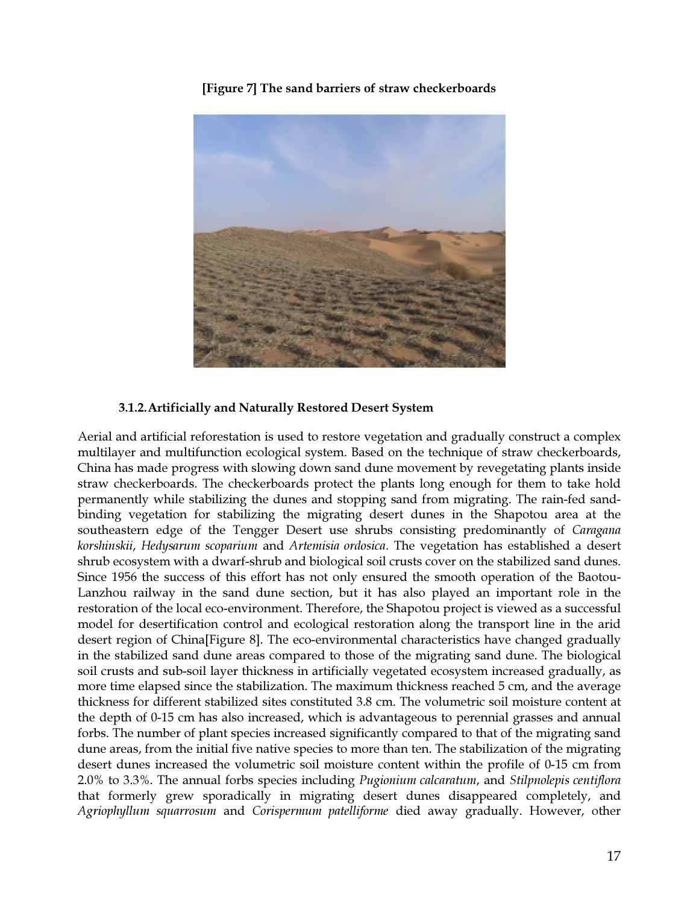**[Figure 7] The sand barriers of straw checkerboards**

### 3.1.2. Artificially and Naturally Restored Desert System

Aerial and artificial reforestation is used to restore vegetation and gradually construct a complex multilayer and multifunction ecological system. Based on the technique of straw checkerboards, China has made progress with slowing down sand dune movement by revegetating plants inside straw checkerboards. The checkerboards protect the plants long enough for them to take hold permanently while stabilizing the dunes and stopping sand from migrating. The rain-fed sand-binding vegetation for stabilizing the migrating desert dunes in the Shapotou area at the southeastern edge of the Tengger Desert use shrubs consisting predominantly of *Caragana korshinskii*, *Hedysarum scoparium* and *Artemisia ordosica*. The vegetation has established a desert shrub ecosystem with a dwarf-shrub and biological soil crusts cover on the stabilized sand dunes. Since 1956 the success of this effort has not only ensured the smooth operation of the Baotou-Lanzhou railway in the sand dune section, but it has also played an important role in the restoration of the local eco-environment. Therefore, the Shapotou project is viewed as a successful model for desertification control and ecological restoration along the transport line in the arid desert region of China[Figure 8]. The eco-environmental characteristics have changed gradually in the stabilized sand dune areas compared to those of the migrating sand dune. The biological soil crusts and sub-soil layer thickness in artificially vegetated ecosystem increased gradually, as more time elapsed since the stabilization. The maximum thickness reached 5 cm, and the average thickness for different stabilized sites constituted 3.8 cm. The volumetric soil moisture content at the depth of 0-15 cm has also increased, which is advantageous to perennial grasses and annual forbs. The number of plant species increased significantly compared to that of the migrating sand dune areas, from the initial five native species to more than ten. The stabilization of the migrating desert dunes increased the volumetric soil moisture content within the profile of 0-15 cm from 2.0% to 3.3%. The annual forbs species including *Pugionium calcaratum*, and *Stilpnolepis centiflora* that formerly grew sporadically in migrating desert dunes disappeared completely, and *Agriophyllum squarrosum* and *Corispermum patelliforme* died away gradually. However, other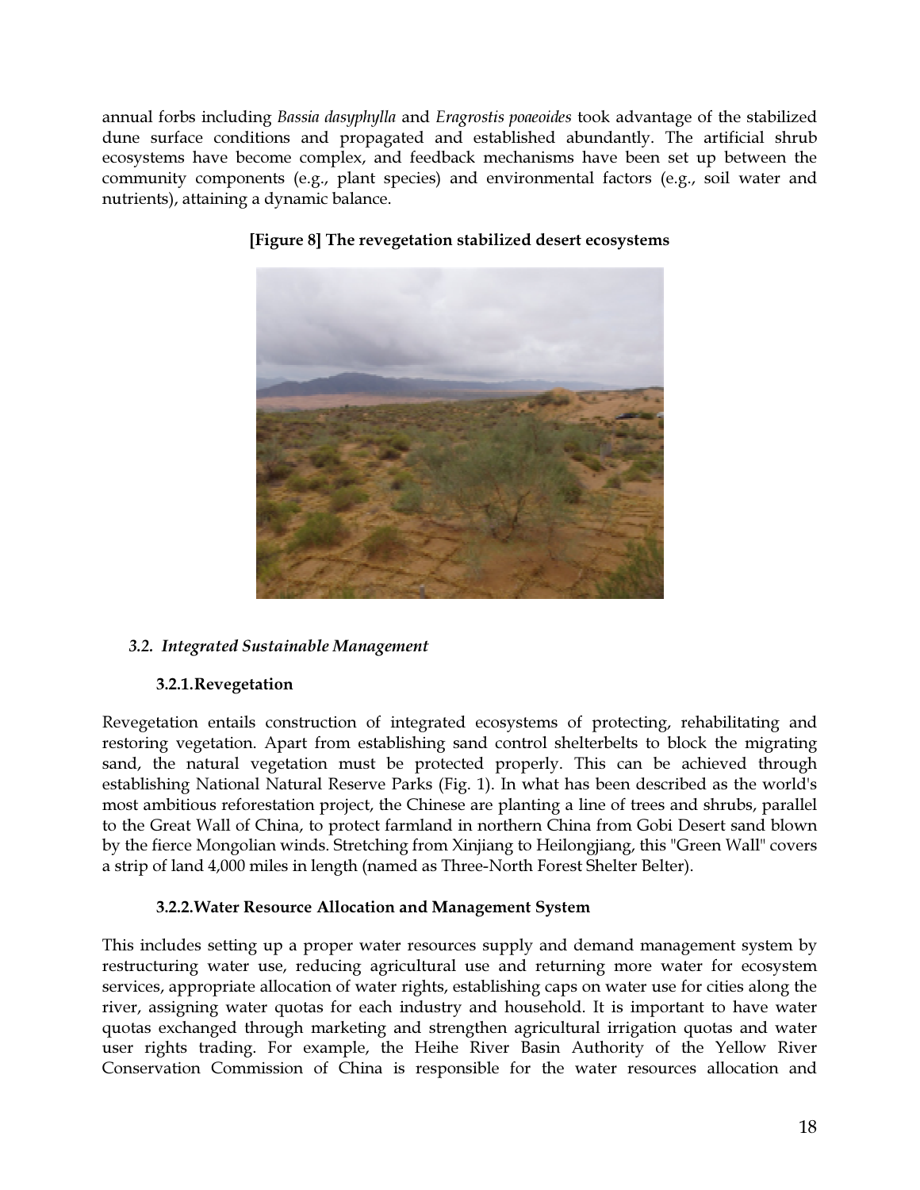annual forbs including *Bassia dasyphylla* and *Eragrostis poaeoides* took advantage of the stabilized dune surface conditions and propagated and established abundantly. The artificial shrub ecosystems have become complex, and feedback mechanisms have been set up between the community components (e.g., plant species) and environmental factors (e.g., soil water and nutrients), attaining a dynamic balance.

**[Figure 8] The revegetation stabilized desert ecosystems**

### *3.2. Integrated Sustainable Management*

#### 3.2.1. Revegetation

Revegetation entails construction of integrated ecosystems of protecting, rehabilitating and restoring vegetation. Apart from establishing sand control shelterbelts to block the migrating sand, the natural vegetation must be protected properly. This can be achieved through establishing National Natural Reserve Parks (Fig. 1). In what has been described as the world's most ambitious reforestation project, the Chinese are planting a line of trees and shrubs, parallel to the Great Wall of China, to protect farmland in northern China from Gobi Desert sand blown by the fierce Mongolian winds. Stretching from Xinjiang to Heilongjiang, this "Green Wall" covers a strip of land 4,000 miles in length (named as Three-North Forest Shelter Belter).

#### 3.2.2. Water Resource Allocation and Management System

This includes setting up a proper water resources supply and demand management system by restructuring water use, reducing agricultural use and returning more water for ecosystem services, appropriate allocation of water rights, establishing caps on water use for cities along the river, assigning water quotas for each industry and household. It is important to have water quotas exchanged through marketing and strengthen agricultural irrigation quotas and water user rights trading. For example, the Heihe River Basin Authority of the Yellow River Conservation Commission of China is responsible for the water resources allocation and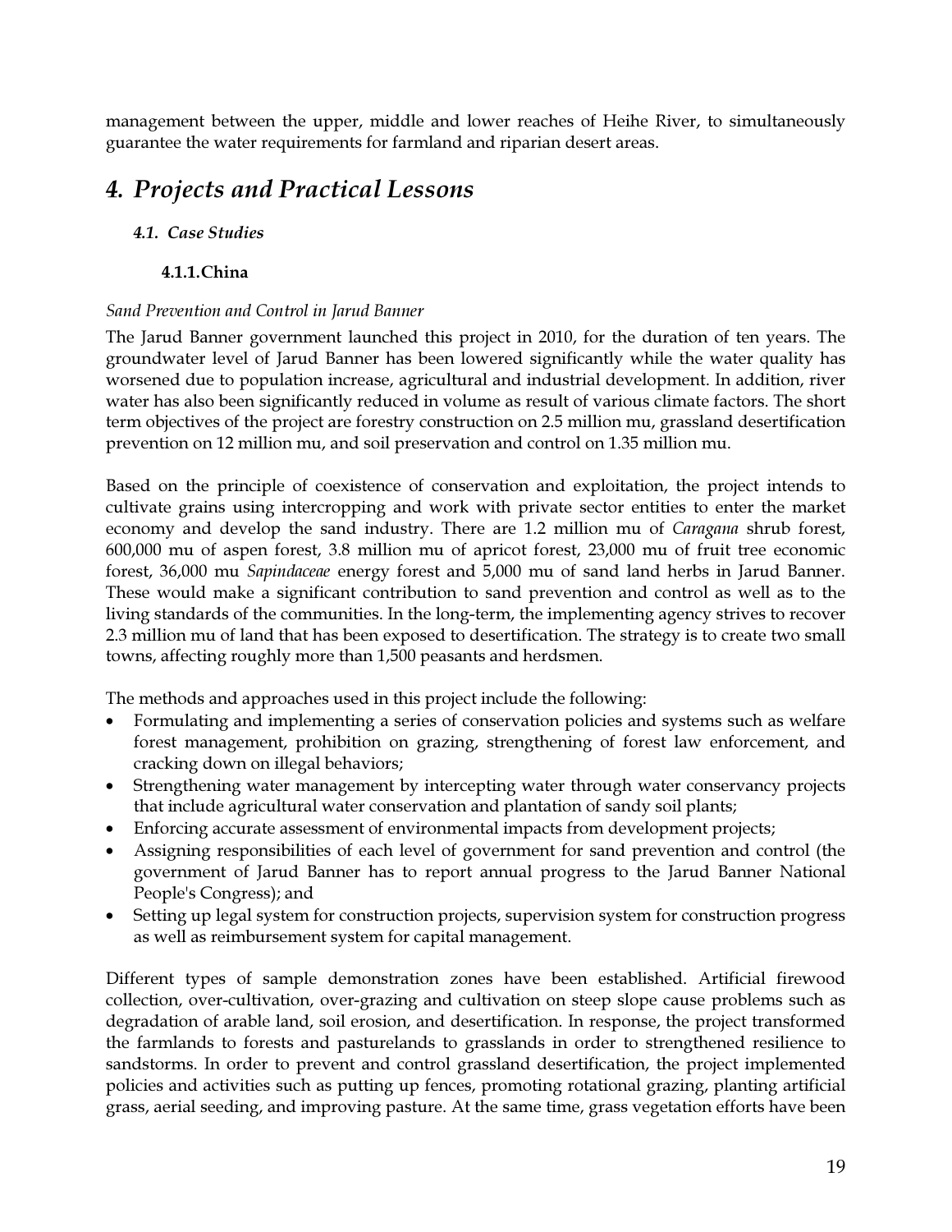management between the upper, middle and lower reaches of Heihe River, to simultaneously guarantee the water requirements for farmland and riparian desert areas.

# 4. Projects and Practical Lessons

## 4.1. Case Studies

### 4.1.1. China

*Sand Prevention and Control in Jarud Banner*

The Jarud Banner government launched this project in 2010, for the duration of ten years. The groundwater level of Jarud Banner has been lowered significantly while the water quality has worsened due to population increase, agricultural and industrial development. In addition, river water has also been significantly reduced in volume as result of various climate factors. The short term objectives of the project are forestry construction on 2.5 million mu, grassland desertification prevention on 12 million mu, and soil preservation and control on 1.35 million mu.

Based on the principle of coexistence of conservation and exploitation, the project intends to cultivate grains using intercropping and work with private sector entities to enter the market economy and develop the sand industry. There are 1.2 million mu of *Caragana* shrub forest, 600,000 mu of aspen forest, 3.8 million mu of apricot forest, 23,000 mu of fruit tree economic forest, 36,000 mu *Sapindaceae* energy forest and 5,000 mu of sand land herbs in Jarud Banner. These would make a significant contribution to sand prevention and control as well as to the living standards of the communities. In the long-term, the implementing agency strives to recover 2.3 million mu of land that has been exposed to desertification. The strategy is to create two small towns, affecting roughly more than 1,500 peasants and herdsmen.

The methods and approaches used in this project include the following:

- Formulating and implementing a series of conservation policies and systems such as welfare forest management, prohibition on grazing, strengthening of forest law enforcement, and cracking down on illegal behaviors;
- Strengthening water management by intercepting water through water conservancy projects that include agricultural water conservation and plantation of sandy soil plants;
- Enforcing accurate assessment of environmental impacts from development projects;
- Assigning responsibilities of each level of government for sand prevention and control (the government of Jarud Banner has to report annual progress to the Jarud Banner National People's Congress); and
- Setting up legal system for construction projects, supervision system for construction progress as well as reimbursement system for capital management.

Different types of sample demonstration zones have been established. Artificial firewood collection, over-cultivation, over-grazing and cultivation on steep slope cause problems such as degradation of arable land, soil erosion, and desertification. In response, the project transformed the farmlands to forests and pasturelands to grasslands in order to strengthened resilience to sandstorms. In order to prevent and control grassland desertification, the project implemented policies and activities such as putting up fences, promoting rotational grazing, planting artificial grass, aerial seeding, and improving pasture. At the same time, grass vegetation efforts have been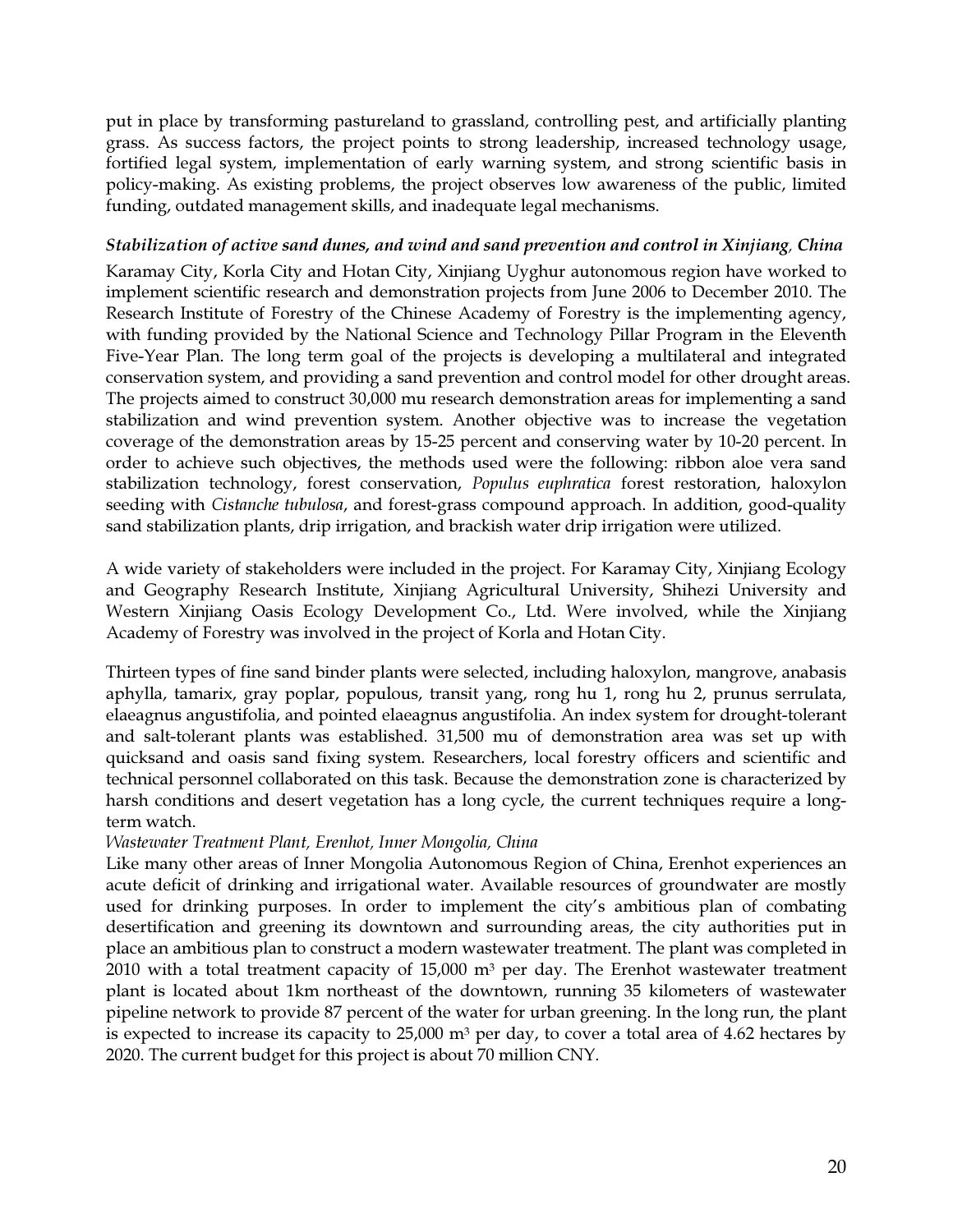put in place by transforming pastureland to grassland, controlling pest, and artificially planting grass. As success factors, the project points to strong leadership, increased technology usage, fortified legal system, implementation of early warning system, and strong scientific basis in policy-making. As existing problems, the project observes low awareness of the public, limited funding, outdated management skills, and inadequate legal mechanisms.

***Stabilization of active sand dunes, and wind and sand prevention and control in Xinjiang, China***

Karamay City, Korla City and Hotan City, Xinjiang Uyghur autonomous region have worked to implement scientific research and demonstration projects from June 2006 to December 2010. The Research Institute of Forestry of the Chinese Academy of Forestry is the implementing agency, with funding provided by the National Science and Technology Pillar Program in the Eleventh Five-Year Plan. The long term goal of the projects is developing a multilateral and integrated conservation system, and providing a sand prevention and control model for other drought areas. The projects aimed to construct 30,000 mu research demonstration areas for implementing a sand stabilization and wind prevention system. Another objective was to increase the vegetation coverage of the demonstration areas by 15-25 percent and conserving water by 10-20 percent. In order to achieve such objectives, the methods used were the following: ribbon aloe vera sand stabilization technology, forest conservation, *Populus euphratica* forest restoration, haloxylon seeding with *Cistanche tubulosa*, and forest-grass compound approach. In addition, good-quality sand stabilization plants, drip irrigation, and brackish water drip irrigation were utilized.

A wide variety of stakeholders were included in the project. For Karamay City, Xinjiang Ecology and Geography Research Institute, Xinjiang Agricultural University, Shihezi University and Western Xinjiang Oasis Ecology Development Co., Ltd. Were involved, while the Xinjiang Academy of Forestry was involved in the project of Korla and Hotan City.

Thirteen types of fine sand binder plants were selected, including haloxylon, mangrove, anabasis aphylla, tamarix, gray poplar, populous, transit yang, rong hu 1, rong hu 2, prunus serrulata, elaeagnus angustifolia, and pointed elaeagnus angustifolia. An index system for drought-tolerant and salt-tolerant plants was established. 31,500 mu of demonstration area was set up with quicksand and oasis sand fixing system. Researchers, local forestry officers and scientific and technical personnel collaborated on this task. Because the demonstration zone is characterized by harsh conditions and desert vegetation has a long cycle, the current techniques require a long-term watch.

*Wastewater Treatment Plant, Erenhot, Inner Mongolia, China*

Like many other areas of Inner Mongolia Autonomous Region of China, Erenhot experiences an acute deficit of drinking and irrigational water. Available resources of groundwater are mostly used for drinking purposes. In order to implement the city's ambitious plan of combating desertification and greening its downtown and surrounding areas, the city authorities put in place an ambitious plan to construct a modern wastewater treatment. The plant was completed in 2010 with a total treatment capacity of 15,000 $m^3$ per day. The Erenhot wastewater treatment plant is located about 1km northeast of the downtown, running 35 kilometers of wastewater pipeline network to provide 87 percent of the water for urban greening. In the long run, the plant is expected to increase its capacity to 25,000 $m^3$ per day, to cover a total area of 4.62 hectares by 2020. The current budget for this project is about 70 million CNY.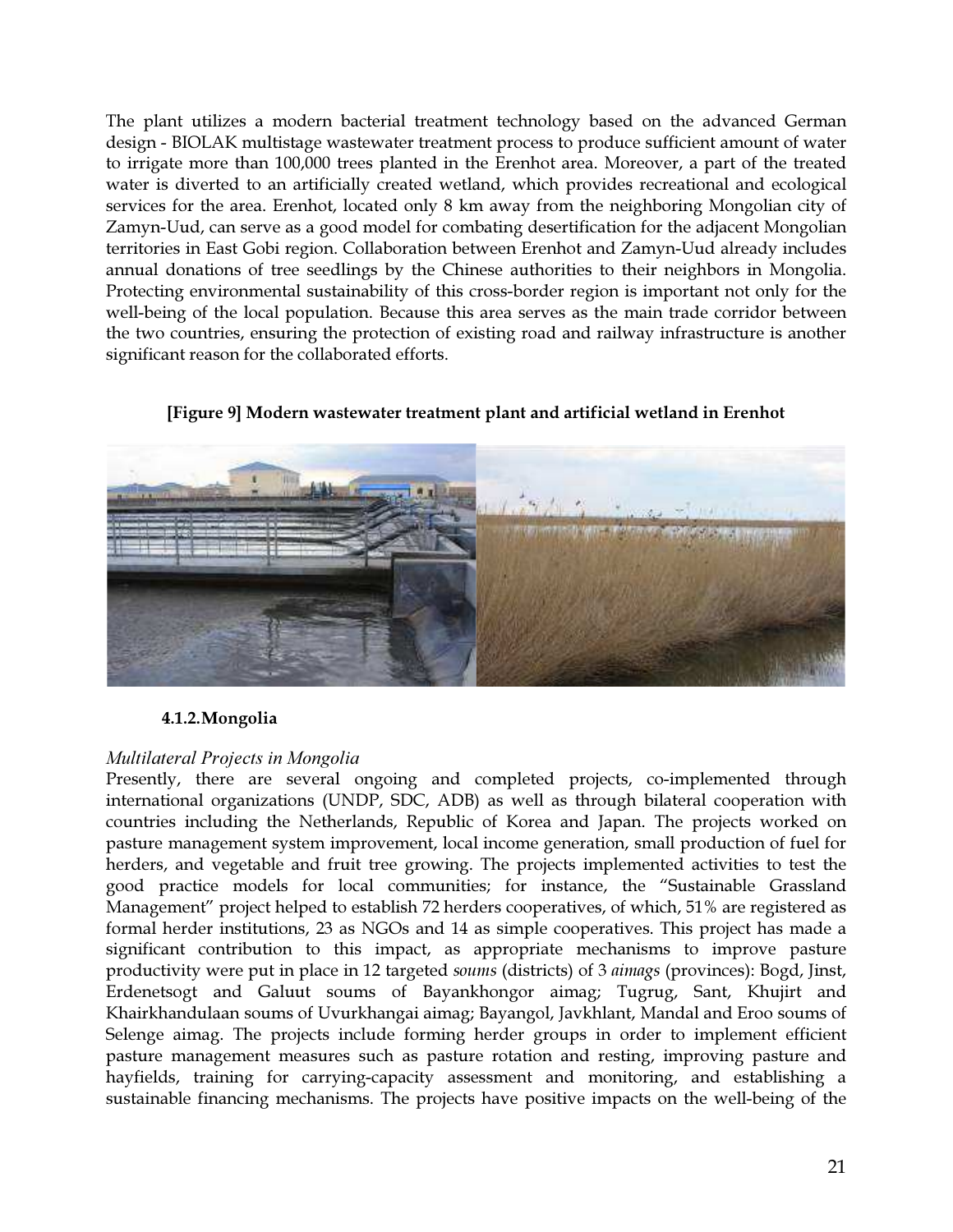The plant utilizes a modern bacterial treatment technology based on the advanced German design - BIOLAK multistage wastewater treatment process to produce sufficient amount of water to irrigate more than 100,000 trees planted in the Erenhot area. Moreover, a part of the treated water is diverted to an artificially created wetland, which provides recreational and ecological services for the area. Erenhot, located only 8 km away from the neighboring Mongolian city of Zamyn-Uud, can serve as a good model for combating desertification for the adjacent Mongolian territories in East Gobi region. Collaboration between Erenhot and Zamyn-Uud already includes annual donations of tree seedlings by the Chinese authorities to their neighbors in Mongolia. Protecting environmental sustainability of this cross-border region is important not only for the well-being of the local population. Because this area serves as the main trade corridor between the two countries, ensuring the protection of existing road and railway infrastructure is another significant reason for the collaborated efforts.

**[Figure 9] Modern wastewater treatment plant and artificial wetland in Erenhot**

#### 4.1.2. Mongolia

*Multilateral Projects in Mongolia*

Presently, there are several ongoing and completed projects, co-implemented through international organizations (UNDP, SDC, ADB) as well as through bilateral cooperation with countries including the Netherlands, Republic of Korea and Japan. The projects worked on pasture management system improvement, local income generation, small production of fuel for herders, and vegetable and fruit tree growing. The projects implemented activities to test the good practice models for local communities; for instance, the "Sustainable Grassland Management" project helped to establish 72 herders cooperatives, of which, 51% are registered as formal herder institutions, 23 as NGOs and 14 as simple cooperatives. This project has made a significant contribution to this impact, as appropriate mechanisms to improve pasture productivity were put in place in 12 targeted *soums* (districts) of 3 *aimags* (provinces): Bogd, Jinst, Erdenetsogt and Galuut soums of Bayankhongor aimag; Tugrug, Sant, Khujirt and Khairkhandulaan soums of Uvurkhangai aimag; Bayangol, Javkhlant, Mandal and Eroo soums of Selenge aimag. The projects include forming herder groups in order to implement efficient pasture management measures such as pasture rotation and resting, improving pasture and hayfields, training for carrying-capacity assessment and monitoring, and establishing a sustainable financing mechanisms. The projects have positive impacts on the well-being of the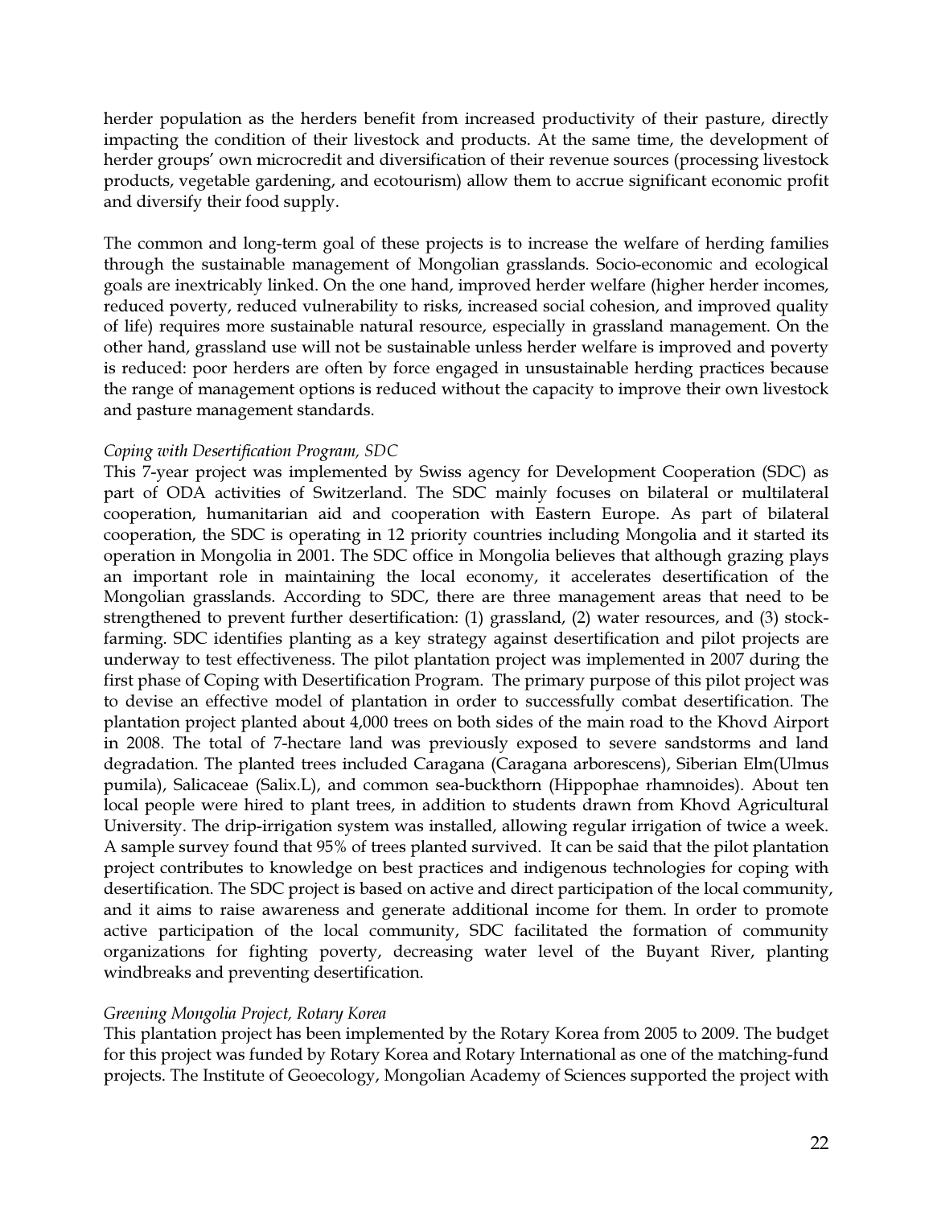herder population as the herders benefit from increased productivity of their pasture, directly impacting the condition of their livestock and products. At the same time, the development of herder groups' own microcredit and diversification of their revenue sources (processing livestock products, vegetable gardening, and ecotourism) allow them to accrue significant economic profit and diversify their food supply.

The common and long-term goal of these projects is to increase the welfare of herding families through the sustainable management of Mongolian grasslands. Socio-economic and ecological goals are inextricably linked. On the one hand, improved herder welfare (higher herder incomes, reduced poverty, reduced vulnerability to risks, increased social cohesion, and improved quality of life) requires more sustainable natural resource, especially in grassland management. On the other hand, grassland use will not be sustainable unless herder welfare is improved and poverty is reduced: poor herders are often by force engaged in unsustainable herding practices because the range of management options is reduced without the capacity to improve their own livestock and pasture management standards.

*Coping with Desertification Program, SDC*

This 7-year project was implemented by Swiss agency for Development Cooperation (SDC) as part of ODA activities of Switzerland. The SDC mainly focuses on bilateral or multilateral cooperation, humanitarian aid and cooperation with Eastern Europe. As part of bilateral cooperation, the SDC is operating in 12 priority countries including Mongolia and it started its operation in Mongolia in 2001. The SDC office in Mongolia believes that although grazing plays an important role in maintaining the local economy, it accelerates desertification of the Mongolian grasslands. According to SDC, there are three management areas that need to be strengthened to prevent further desertification: (1) grassland, (2) water resources, and (3) stock-farming. SDC identifies planting as a key strategy against desertification and pilot projects are underway to test effectiveness. The pilot plantation project was implemented in 2007 during the first phase of Coping with Desertification Program. The primary purpose of this pilot project was to devise an effective model of plantation in order to successfully combat desertification. The plantation project planted about 4,000 trees on both sides of the main road to the Khovd Airport in 2008. The total of 7-hectare land was previously exposed to severe sandstorms and land degradation. The planted trees included Caragana (Caragana arborescens), Siberian Elm(Ulmus pumila), Salicaceae (Salix.L), and common sea-buckthorn (Hippophae rhamnoides). About ten local people were hired to plant trees, in addition to students drawn from Khovd Agricultural University. The drip-irrigation system was installed, allowing regular irrigation of twice a week. A sample survey found that 95% of trees planted survived. It can be said that the pilot plantation project contributes to knowledge on best practices and indigenous technologies for coping with desertification. The SDC project is based on active and direct participation of the local community, and it aims to raise awareness and generate additional income for them. In order to promote active participation of the local community, SDC facilitated the formation of community organizations for fighting poverty, decreasing water level of the Buyant River, planting windbreaks and preventing desertification.

*Greening Mongolia Project, Rotary Korea*

This plantation project has been implemented by the Rotary Korea from 2005 to 2009. The budget for this project was funded by Rotary Korea and Rotary International as one of the matching-fund projects. The Institute of Geoecology, Mongolian Academy of Sciences supported the project with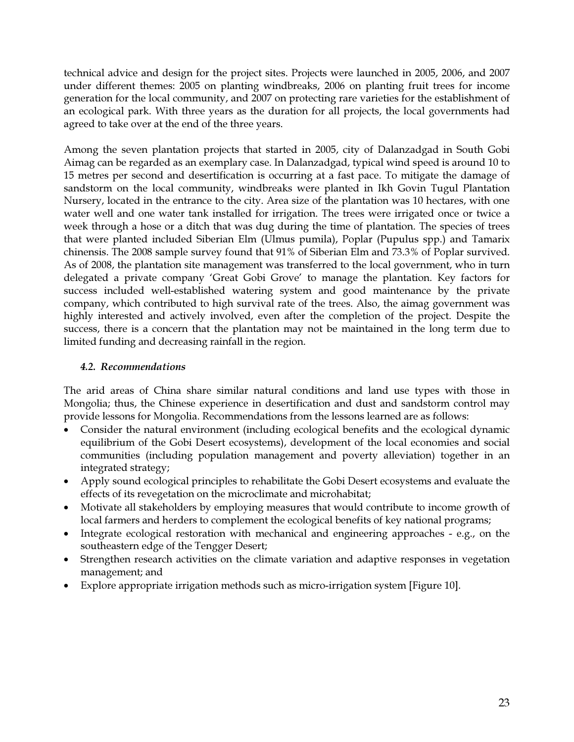technical advice and design for the project sites. Projects were launched in 2005, 2006, and 2007 under different themes: 2005 on planting windbreaks, 2006 on planting fruit trees for income generation for the local community, and 2007 on protecting rare varieties for the establishment of an ecological park. With three years as the duration for all projects, the local governments had agreed to take over at the end of the three years.

Among the seven plantation projects that started in 2005, city of Dalanzadgad in South Gobi Aimag can be regarded as an exemplary case. In Dalanzadgad, typical wind speed is around 10 to 15 metres per second and desertification is occurring at a fast pace. To mitigate the damage of sandstorm on the local community, windbreaks were planted in Ikh Govin Tugul Plantation Nursery, located in the entrance to the city. Area size of the plantation was 10 hectares, with one water well and one water tank installed for irrigation. The trees were irrigated once or twice a week through a hose or a ditch that was dug during the time of plantation. The species of trees that were planted included Siberian Elm (Ulmus pumila), Poplar (Pupulus spp.) and Tamarix chinensis. The 2008 sample survey found that 91% of Siberian Elm and 73.3% of Poplar survived. As of 2008, the plantation site management was transferred to the local government, who in turn delegated a private company 'Great Gobi Grove' to manage the plantation. Key factors for success included well-established watering system and good maintenance by the private company, which contributed to high survival rate of the trees. Also, the aimag government was highly interested and actively involved, even after the completion of the project. Despite the success, there is a concern that the plantation may not be maintained in the long term due to limited funding and decreasing rainfall in the region.

### *4.2. Recommendations*

The arid areas of China share similar natural conditions and land use types with those in Mongolia; thus, the Chinese experience in desertification and dust and sandstorm control may provide lessons for Mongolia. Recommendations from the lessons learned are as follows:

- Consider the natural environment (including ecological benefits and the ecological dynamic equilibrium of the Gobi Desert ecosystems), development of the local economies and social communities (including population management and poverty alleviation) together in an integrated strategy;
- Apply sound ecological principles to rehabilitate the Gobi Desert ecosystems and evaluate the effects of its revegetation on the microclimate and microhabitat;
- Motivate all stakeholders by employing measures that would contribute to income growth of local farmers and herders to complement the ecological benefits of key national programs;
- Integrate ecological restoration with mechanical and engineering approaches - e.g., on the southeastern edge of the Tengger Desert;
- Strengthen research activities on the climate variation and adaptive responses in vegetation management; and
- Explore appropriate irrigation methods such as micro-irrigation system [Figure 10].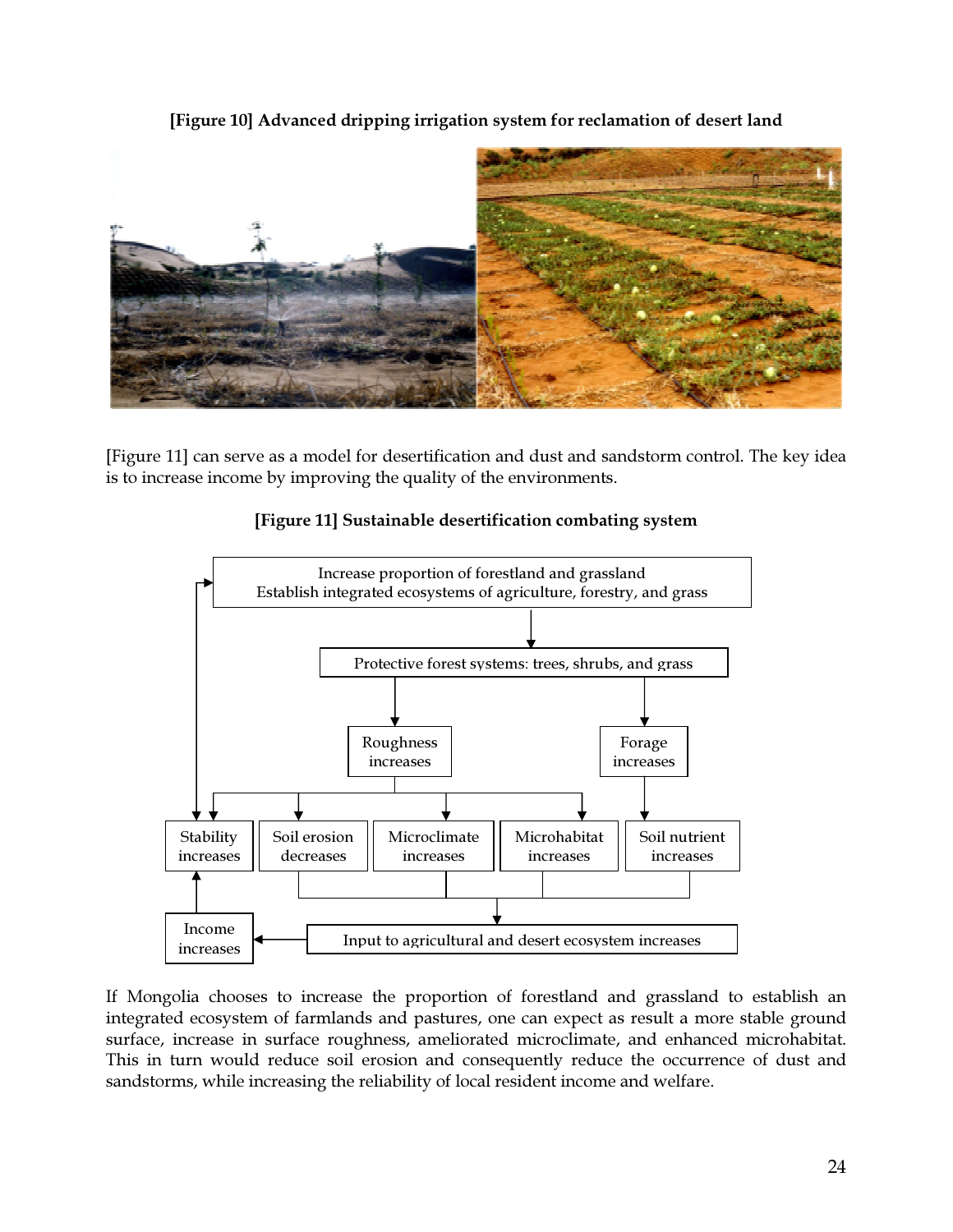**[Figure 10] Advanced dripping irrigation system for reclamation of desert land**

[Figure 11] can serve as a model for desertification and dust and sandstorm control. The key idea is to increase income by improving the quality of the environments.

**[Figure 11] Sustainable desertification combating system**

Increase proportion of forestland and grassland
Establish integrated ecosystems of agriculture, forestry, and grass

Protective forest systems: trees, shrubs, and grass

Roughness increases

Forage increases

Stability increases

Soil erosion decreases

Microclimate increases

Microhabitat increases

Soil nutrient increases

Income increases

Input to agricultural and desert ecosystem increases

If Mongolia chooses to increase the proportion of forestland and grassland to establish an integrated ecosystem of farmlands and pastures, one can expect as result a more stable ground surface, increase in surface roughness, ameliorated microclimate, and enhanced microhabitat. This in turn would reduce soil erosion and consequently reduce the occurrence of dust and sandstorms, while increasing the reliability of local resident income and welfare.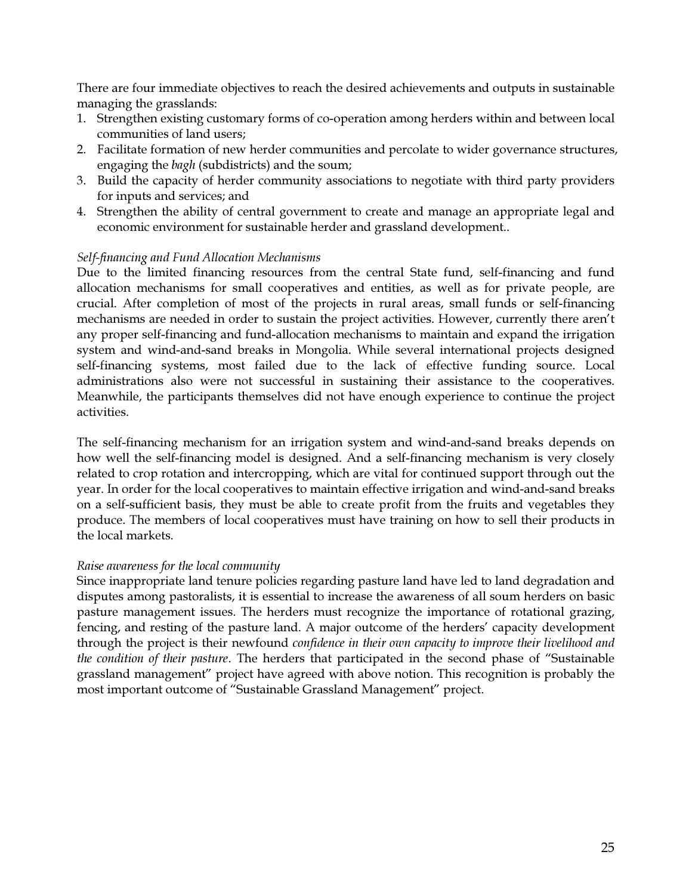There are four immediate objectives to reach the desired achievements and outputs in sustainable managing the grasslands:

1. Strengthen existing customary forms of co-operation among herders within and between local communities of land users;
2. Facilitate formation of new herder communities and percolate to wider governance structures, engaging the *bagh* (subdistricts) and the soum;
3. Build the capacity of herder community associations to negotiate with third party providers for inputs and services; and
4. Strengthen the ability of central government to create and manage an appropriate legal and economic environment for sustainable herder and grassland development..

*Self-financing and Fund Allocation Mechanisms*

Due to the limited financing resources from the central State fund, self-financing and fund allocation mechanisms for small cooperatives and entities, as well as for private people, are crucial. After completion of most of the projects in rural areas, small funds or self-financing mechanisms are needed in order to sustain the project activities. However, currently there aren't any proper self-financing and fund-allocation mechanisms to maintain and expand the irrigation system and wind-and-sand breaks in Mongolia. While several international projects designed self-financing systems, most failed due to the lack of effective funding source. Local administrations also were not successful in sustaining their assistance to the cooperatives. Meanwhile, the participants themselves did not have enough experience to continue the project activities.

The self-financing mechanism for an irrigation system and wind-and-sand breaks depends on how well the self-financing model is designed. And a self-financing mechanism is very closely related to crop rotation and intercropping, which are vital for continued support through out the year. In order for the local cooperatives to maintain effective irrigation and wind-and-sand breaks on a self-sufficient basis, they must be able to create profit from the fruits and vegetables they produce. The members of local cooperatives must have training on how to sell their products in the local markets.

*Raise awareness for the local community*

Since inappropriate land tenure policies regarding pasture land have led to land degradation and disputes among pastoralists, it is essential to increase the awareness of all soum herders on basic pasture management issues. The herders must recognize the importance of rotational grazing, fencing, and resting of the pasture land. A major outcome of the herders' capacity development through the project is their newfound *confidence in their own capacity to improve their livelihood and the condition of their pasture*. The herders that participated in the second phase of "Sustainable grassland management" project have agreed with above notion. This recognition is probably the most important outcome of "Sustainable Grassland Management" project.